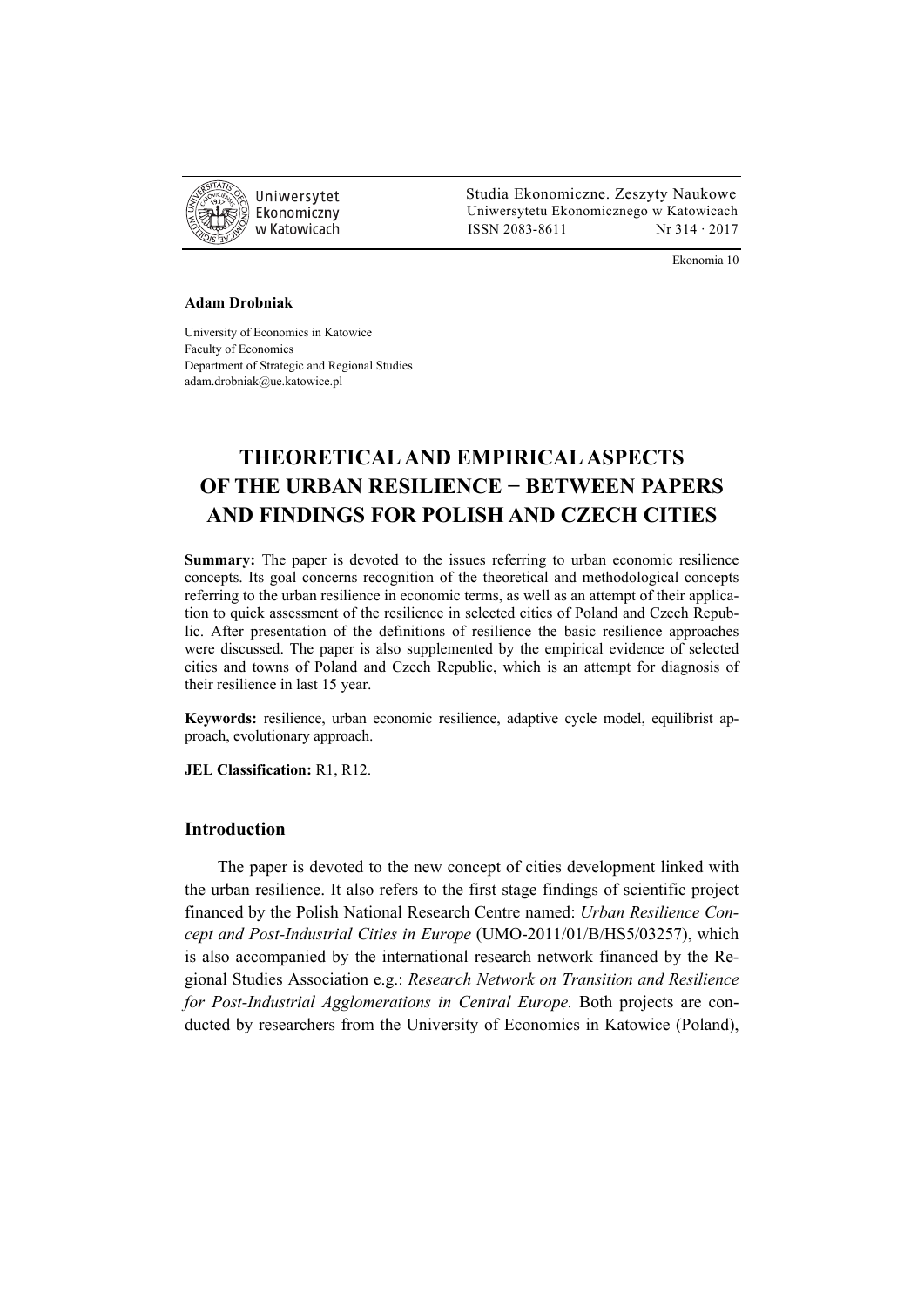Uniwersytet Ekonomiczny w Katowicach

Studia Ekonomiczne. Zeszyty Naukowe
Uniwersytetu Ekonomicznego w Katowicach
ISSN 2083-8611 Nr 314 · 2017

Ekonomia 10

**Adam Drobniak**

University of Economics in Katowice
Faculty of Economics
Department of Strategic and Regional Studies
adam.drobniak@ue.katowice.pl

# THEORETICAL AND EMPIRICAL ASPECTS OF THE URBAN RESILIENCE − BETWEEN PAPERS AND FINDINGS FOR POLISH AND CZECH CITIES

**Summary:** The paper is devoted to the issues referring to urban economic resilience concepts. Its goal concerns recognition of the theoretical and methodological concepts referring to the urban resilience in economic terms, as well as an attempt of their application to quick assessment of the resilience in selected cities of Poland and Czech Republic. After presentation of the definitions of resilience the basic resilience approaches were discussed. The paper is also supplemented by the empirical evidence of selected cities and towns of Poland and Czech Republic, which is an attempt for diagnosis of their resilience in last 15 year.

**Keywords:** resilience, urban economic resilience, adaptive cycle model, equilibrist approach, evolutionary approach.

**JEL Classification:** R1, R12.

## Introduction

The paper is devoted to the new concept of cities development linked with the urban resilience. It also refers to the first stage findings of scientific project financed by the Polish National Research Centre named: *Urban Resilience Concept and Post-Industrial Cities in Europe* (UMO-2011/01/B/HS5/03257), which is also accompanied by the international research network financed by the Regional Studies Association e.g.: *Research Network on Transition and Resilience for Post-Industrial Agglomerations in Central Europe.* Both projects are conducted by researchers from the University of Economics in Katowice (Poland),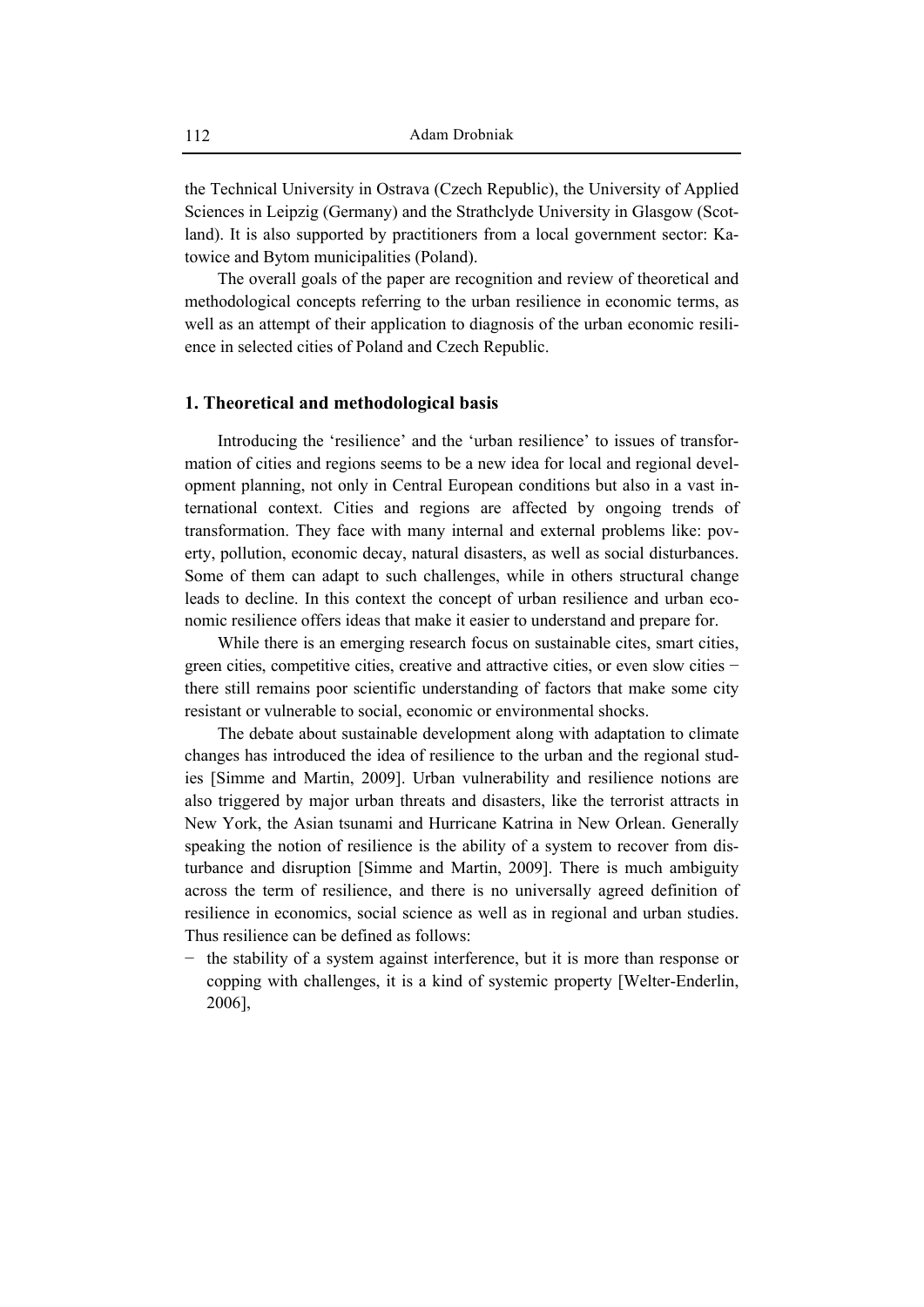the Technical University in Ostrava (Czech Republic), the University of Applied Sciences in Leipzig (Germany) and the Strathclyde University in Glasgow (Scotland). It is also supported by practitioners from a local government sector: Katowice and Bytom municipalities (Poland).

The overall goals of the paper are recognition and review of theoretical and methodological concepts referring to the urban resilience in economic terms, as well as an attempt of their application to diagnosis of the urban economic resilience in selected cities of Poland and Czech Republic.

## 1. Theoretical and methodological basis

Introducing the 'resilience' and the 'urban resilience' to issues of transformation of cities and regions seems to be a new idea for local and regional development planning, not only in Central European conditions but also in a vast international context. Cities and regions are affected by ongoing trends of transformation. They face with many internal and external problems like: poverty, pollution, economic decay, natural disasters, as well as social disturbances. Some of them can adapt to such challenges, while in others structural change leads to decline. In this context the concept of urban resilience and urban economic resilience offers ideas that make it easier to understand and prepare for.

While there is an emerging research focus on sustainable cites, smart cities, green cities, competitive cities, creative and attractive cities, or even slow cities − there still remains poor scientific understanding of factors that make some city resistant or vulnerable to social, economic or environmental shocks.

The debate about sustainable development along with adaptation to climate changes has introduced the idea of resilience to the urban and the regional studies [Simme and Martin, 2009]. Urban vulnerability and resilience notions are also triggered by major urban threats and disasters, like the terrorist attracts in New York, the Asian tsunami and Hurricane Katrina in New Orlean. Generally speaking the notion of resilience is the ability of a system to recover from disturbance and disruption [Simme and Martin, 2009]. There is much ambiguity across the term of resilience, and there is no universally agreed definition of resilience in economics, social science as well as in regional and urban studies. Thus resilience can be defined as follows:

− the stability of a system against interference, but it is more than response or copping with challenges, it is a kind of systemic property [Welter-Enderlin, 2006],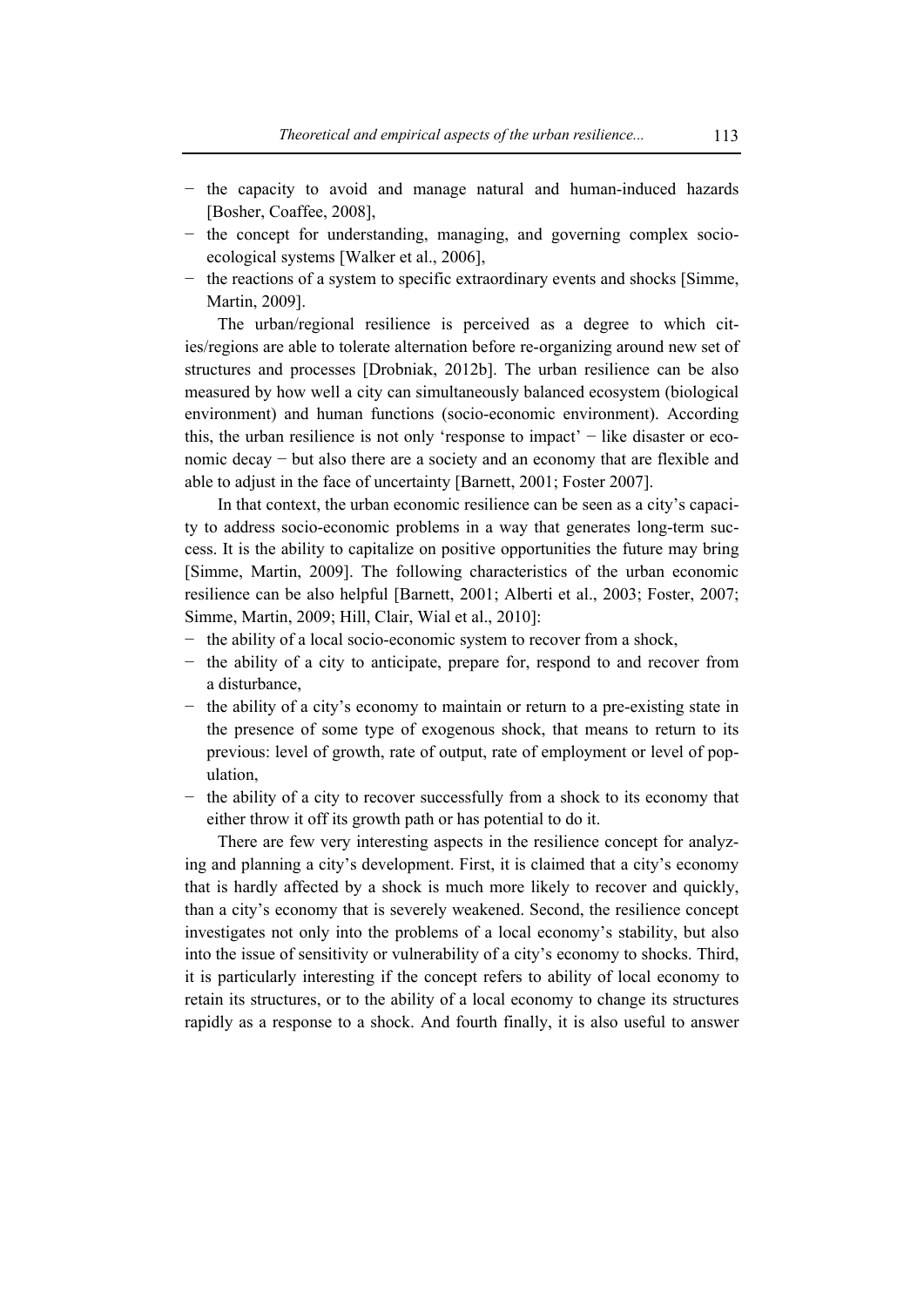- the capacity to avoid and manage natural and human-induced hazards [Bosher, Coaffee, 2008],
- the concept for understanding, managing, and governing complex socio-ecological systems [Walker et al., 2006],
- the reactions of a system to specific extraordinary events and shocks [Simme, Martin, 2009].

The urban/regional resilience is perceived as a degree to which cities/regions are able to tolerate alternation before re-organizing around new set of structures and processes [Drobniak, 2012b]. The urban resilience can be also measured by how well a city can simultaneously balanced ecosystem (biological environment) and human functions (socio-economic environment). According this, the urban resilience is not only 'response to impact' − like disaster or economic decay − but also there are a society and an economy that are flexible and able to adjust in the face of uncertainty [Barnett, 2001; Foster 2007].

In that context, the urban economic resilience can be seen as a city's capacity to address socio-economic problems in a way that generates long-term success. It is the ability to capitalize on positive opportunities the future may bring [Simme, Martin, 2009]. The following characteristics of the urban economic resilience can be also helpful [Barnett, 2001; Alberti et al., 2003; Foster, 2007; Simme, Martin, 2009; Hill, Clair, Wial et al., 2010]:

- the ability of a local socio-economic system to recover from a shock,
- the ability of a city to anticipate, prepare for, respond to and recover from a disturbance,
- the ability of a city's economy to maintain or return to a pre-existing state in the presence of some type of exogenous shock, that means to return to its previous: level of growth, rate of output, rate of employment or level of population,
- the ability of a city to recover successfully from a shock to its economy that either throw it off its growth path or has potential to do it.

There are few very interesting aspects in the resilience concept for analyzing and planning a city's development. First, it is claimed that a city's economy that is hardly affected by a shock is much more likely to recover and quickly, than a city's economy that is severely weakened. Second, the resilience concept investigates not only into the problems of a local economy's stability, but also into the issue of sensitivity or vulnerability of a city's economy to shocks. Third, it is particularly interesting if the concept refers to ability of local economy to retain its structures, or to the ability of a local economy to change its structures rapidly as a response to a shock. And fourth finally, it is also useful to answer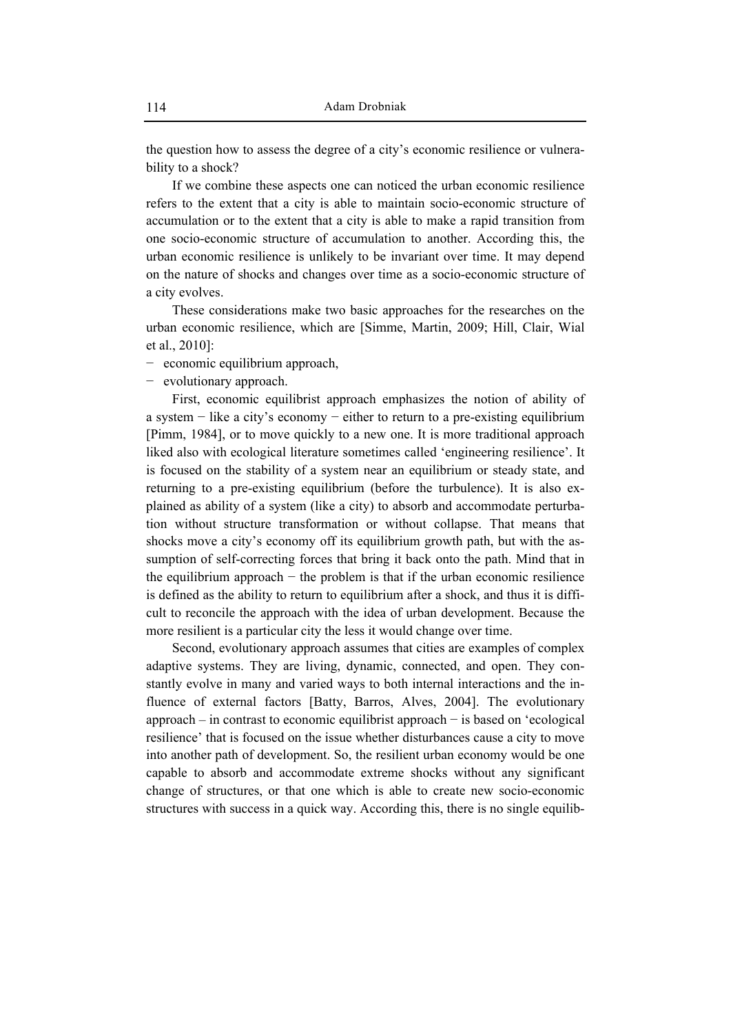the question how to assess the degree of a city's economic resilience or vulnerability to a shock?

If we combine these aspects one can noticed the urban economic resilience refers to the extent that a city is able to maintain socio-economic structure of accumulation or to the extent that a city is able to make a rapid transition from one socio-economic structure of accumulation to another. According this, the urban economic resilience is unlikely to be invariant over time. It may depend on the nature of shocks and changes over time as a socio-economic structure of a city evolves.

These considerations make two basic approaches for the researches on the urban economic resilience, which are [Simme, Martin, 2009; Hill, Clair, Wial et al., 2010]:

- economic equilibrium approach,
- evolutionary approach.

First, economic equilibrist approach emphasizes the notion of ability of a system − like a city's economy − either to return to a pre-existing equilibrium [Pimm, 1984], or to move quickly to a new one. It is more traditional approach liked also with ecological literature sometimes called 'engineering resilience'. It is focused on the stability of a system near an equilibrium or steady state, and returning to a pre-existing equilibrium (before the turbulence). It is also explained as ability of a system (like a city) to absorb and accommodate perturbation without structure transformation or without collapse. That means that shocks move a city's economy off its equilibrium growth path, but with the assumption of self-correcting forces that bring it back onto the path. Mind that in the equilibrium approach − the problem is that if the urban economic resilience is defined as the ability to return to equilibrium after a shock, and thus it is difficult to reconcile the approach with the idea of urban development. Because the more resilient is a particular city the less it would change over time.

Second, evolutionary approach assumes that cities are examples of complex adaptive systems. They are living, dynamic, connected, and open. They constantly evolve in many and varied ways to both internal interactions and the influence of external factors [Batty, Barros, Alves, 2004]. The evolutionary approach – in contrast to economic equilibrist approach − is based on 'ecological resilience' that is focused on the issue whether disturbances cause a city to move into another path of development. So, the resilient urban economy would be one capable to absorb and accommodate extreme shocks without any significant change of structures, or that one which is able to create new socio-economic structures with success in a quick way. According this, there is no single equilib-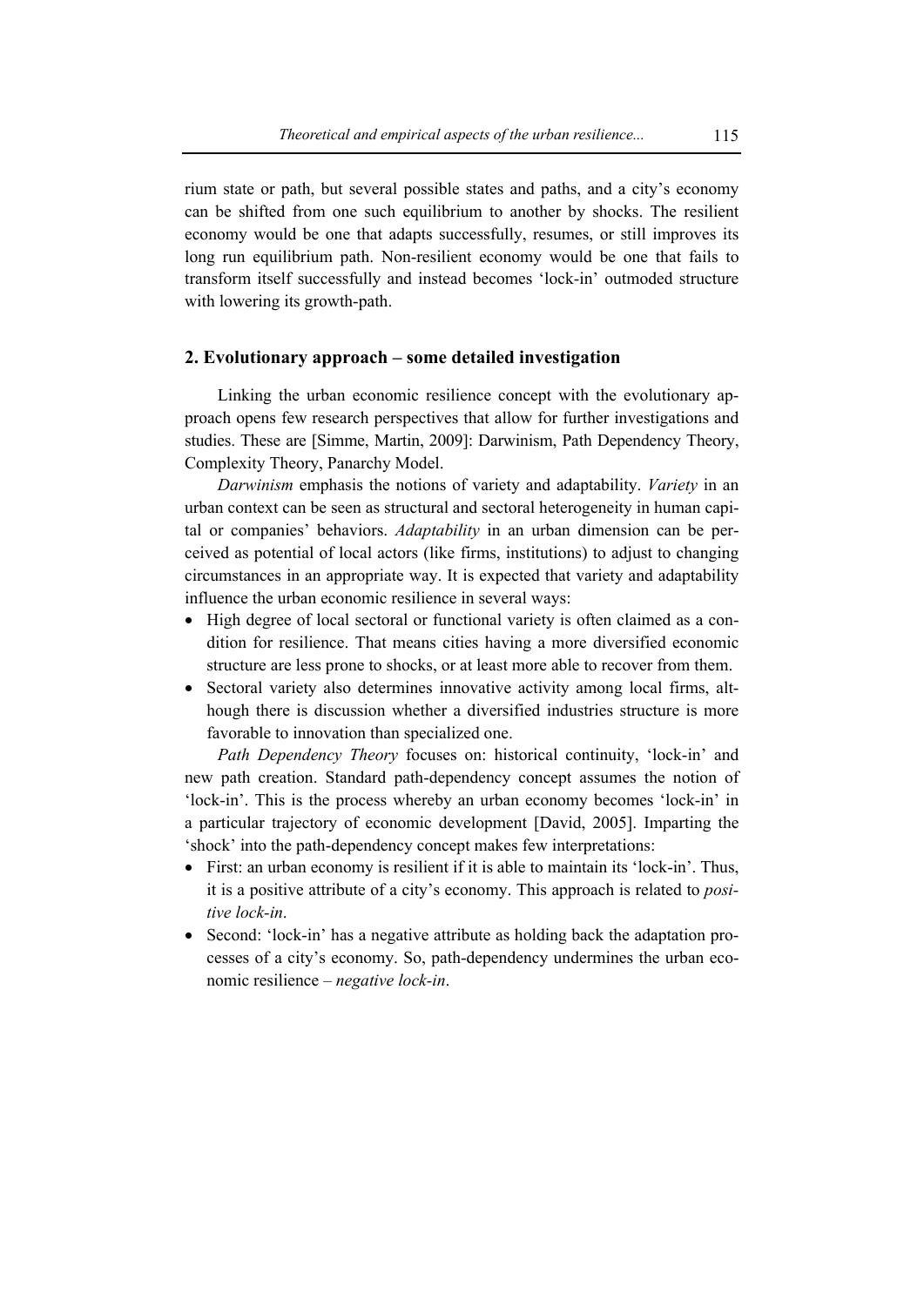rium state or path, but several possible states and paths, and a city's economy can be shifted from one such equilibrium to another by shocks. The resilient economy would be one that adapts successfully, resumes, or still improves its long run equilibrium path. Non-resilient economy would be one that fails to transform itself successfully and instead becomes 'lock-in' outmoded structure with lowering its growth-path.

## 2. Evolutionary approach – some detailed investigation

Linking the urban economic resilience concept with the evolutionary approach opens few research perspectives that allow for further investigations and studies. These are [Simme, Martin, 2009]: Darwinism, Path Dependency Theory, Complexity Theory, Panarchy Model.

*Darwinism* emphasis the notions of variety and adaptability. *Variety* in an urban context can be seen as structural and sectoral heterogeneity in human capital or companies' behaviors. *Adaptability* in an urban dimension can be perceived as potential of local actors (like firms, institutions) to adjust to changing circumstances in an appropriate way. It is expected that variety and adaptability influence the urban economic resilience in several ways:

- High degree of local sectoral or functional variety is often claimed as a condition for resilience. That means cities having a more diversified economic structure are less prone to shocks, or at least more able to recover from them.
- Sectoral variety also determines innovative activity among local firms, although there is discussion whether a diversified industries structure is more favorable to innovation than specialized one.

*Path Dependency Theory* focuses on: historical continuity, 'lock-in' and new path creation. Standard path-dependency concept assumes the notion of 'lock-in'. This is the process whereby an urban economy becomes 'lock-in' in a particular trajectory of economic development [David, 2005]. Imparting the 'shock' into the path-dependency concept makes few interpretations:

- First: an urban economy is resilient if it is able to maintain its 'lock-in'. Thus, it is a positive attribute of a city's economy. This approach is related to *positive lock-in*.
- Second: 'lock-in' has a negative attribute as holding back the adaptation processes of a city's economy. So, path-dependency undermines the urban economic resilience – *negative lock-in*.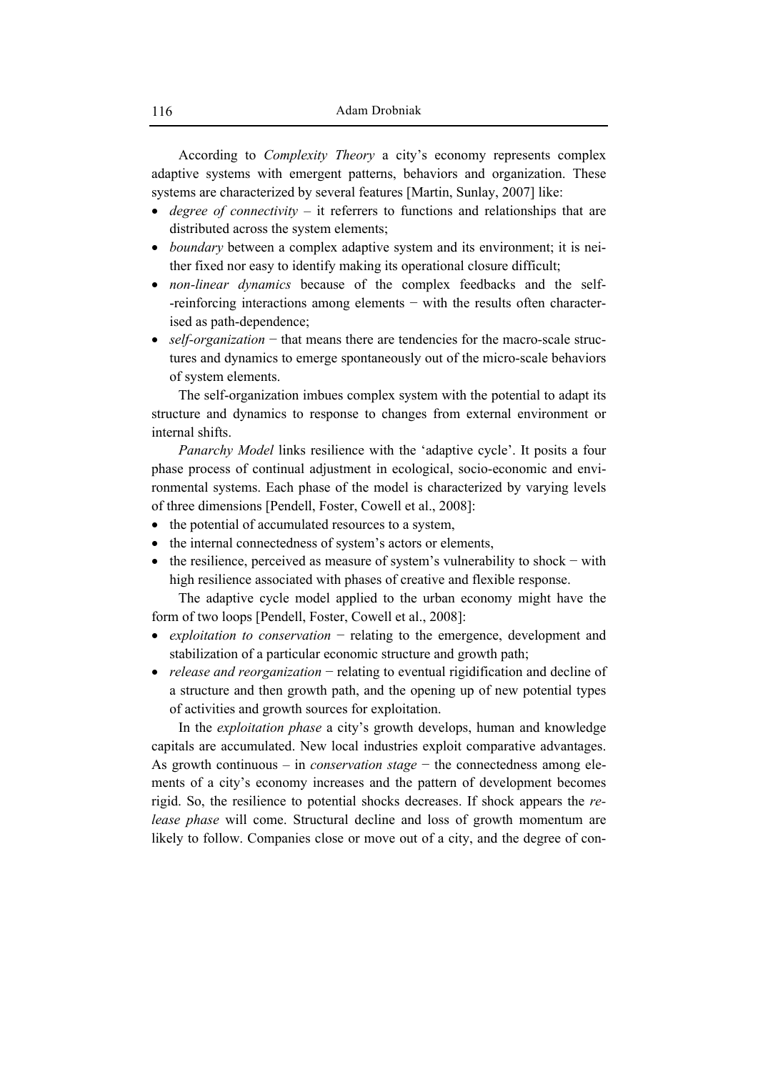According to *Complexity Theory* a city's economy represents complex adaptive systems with emergent patterns, behaviors and organization. These systems are characterized by several features [Martin, Sunlay, 2007] like:

- *degree of connectivity* – it referrers to functions and relationships that are distributed across the system elements;
- *boundary* between a complex adaptive system and its environment; it is neither fixed nor easy to identify making its operational closure difficult;
- *non-linear dynamics* because of the complex feedbacks and the self-reinforcing interactions among elements − with the results often characterised as path-dependence;
- *self-organization* − that means there are tendencies for the macro-scale structures and dynamics to emerge spontaneously out of the micro-scale behaviors of system elements.

The self-organization imbues complex system with the potential to adapt its structure and dynamics to response to changes from external environment or internal shifts.

*Panarchy Model* links resilience with the 'adaptive cycle'. It posits a four phase process of continual adjustment in ecological, socio-economic and environmental systems. Each phase of the model is characterized by varying levels of three dimensions [Pendell, Foster, Cowell et al., 2008]:

- the potential of accumulated resources to a system,
- the internal connectedness of system's actors or elements,
- the resilience, perceived as measure of system's vulnerability to shock − with high resilience associated with phases of creative and flexible response.

The adaptive cycle model applied to the urban economy might have the form of two loops [Pendell, Foster, Cowell et al., 2008]:

- *exploitation to conservation* − relating to the emergence, development and stabilization of a particular economic structure and growth path;
- *release and reorganization* − relating to eventual rigidification and decline of a structure and then growth path, and the opening up of new potential types of activities and growth sources for exploitation.

In the *exploitation phase* a city's growth develops, human and knowledge capitals are accumulated. New local industries exploit comparative advantages. As growth continuous – in *conservation stage* − the connectedness among elements of a city's economy increases and the pattern of development becomes rigid. So, the resilience to potential shocks decreases. If shock appears the *release phase* will come. Structural decline and loss of growth momentum are likely to follow. Companies close or move out of a city, and the degree of con-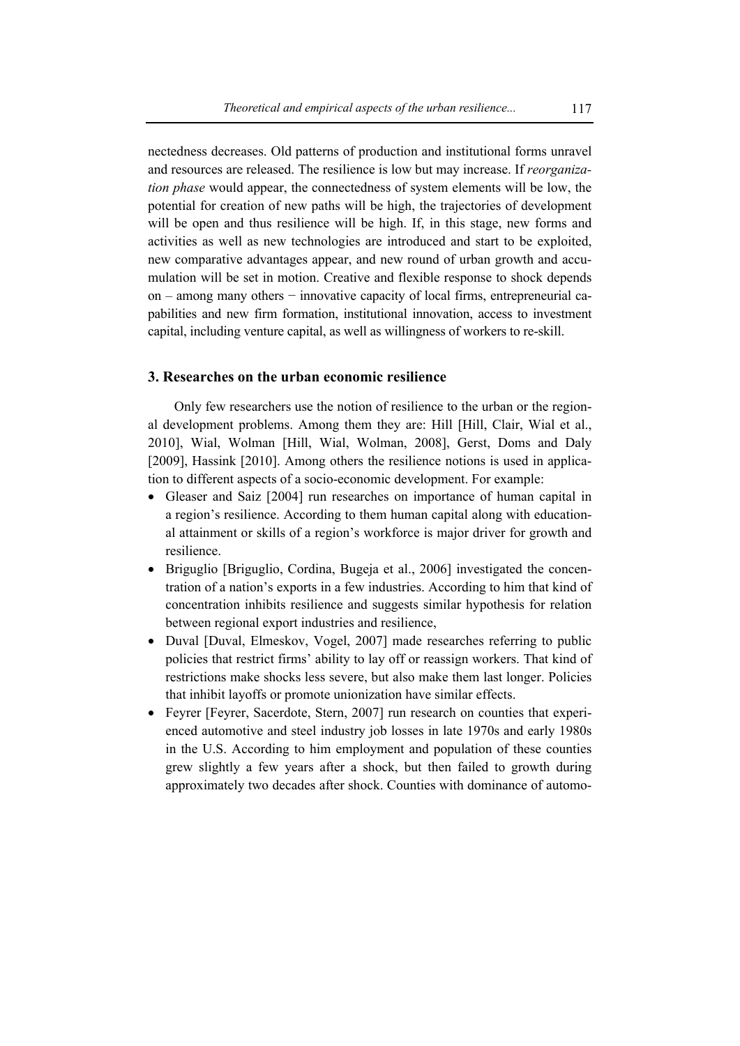nectedness decreases. Old patterns of production and institutional forms unravel and resources are released. The resilience is low but may increase. If *reorganization phase* would appear, the connectedness of system elements will be low, the potential for creation of new paths will be high, the trajectories of development will be open and thus resilience will be high. If, in this stage, new forms and activities as well as new technologies are introduced and start to be exploited, new comparative advantages appear, and new round of urban growth and accumulation will be set in motion. Creative and flexible response to shock depends on – among many others − innovative capacity of local firms, entrepreneurial capabilities and new firm formation, institutional innovation, access to investment capital, including venture capital, as well as willingness of workers to re-skill.

## 3. Researches on the urban economic resilience

Only few researchers use the notion of resilience to the urban or the regional development problems. Among them they are: Hill [Hill, Clair, Wial et al., 2010], Wial, Wolman [Hill, Wial, Wolman, 2008], Gerst, Doms and Daly [2009], Hassink [2010]. Among others the resilience notions is used in application to different aspects of a socio-economic development. For example:

- Gleaser and Saiz [2004] run researches on importance of human capital in a region's resilience. According to them human capital along with educational attainment or skills of a region's workforce is major driver for growth and resilience.
- Briguglio [Briguglio, Cordina, Bugeja et al., 2006] investigated the concentration of a nation's exports in a few industries. According to him that kind of concentration inhibits resilience and suggests similar hypothesis for relation between regional export industries and resilience,
- Duval [Duval, Elmeskov, Vogel, 2007] made researches referring to public policies that restrict firms' ability to lay off or reassign workers. That kind of restrictions make shocks less severe, but also make them last longer. Policies that inhibit layoffs or promote unionization have similar effects.
- Feyrer [Feyrer, Sacerdote, Stern, 2007] run research on counties that experienced automotive and steel industry job losses in late 1970s and early 1980s in the U.S. According to him employment and population of these counties grew slightly a few years after a shock, but then failed to growth during approximately two decades after shock. Counties with dominance of automo-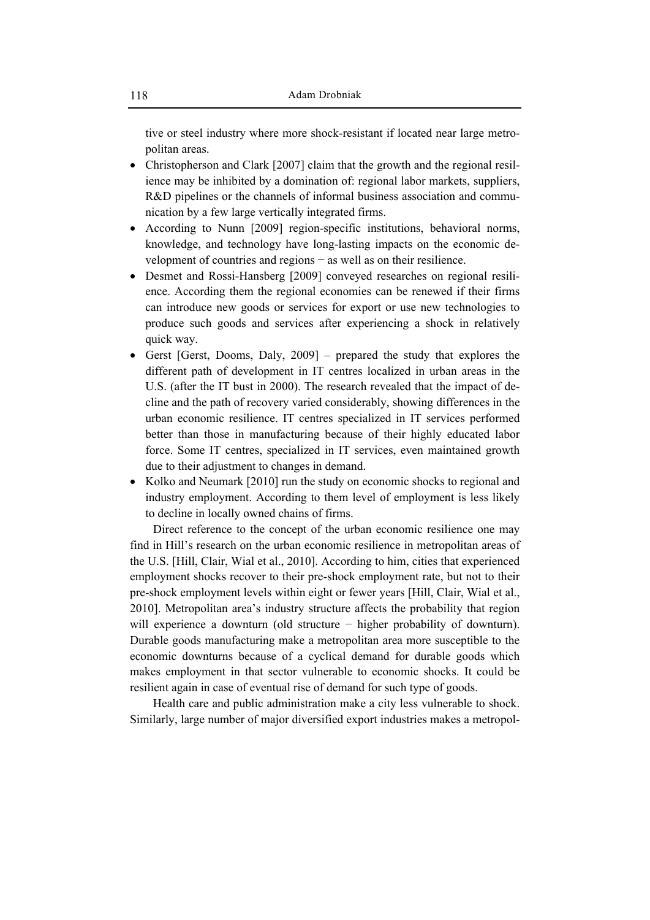tive or steel industry where more shock-resistant if located near large metropolitan areas.

- Christopherson and Clark [2007] claim that the growth and the regional resilience may be inhibited by a domination of: regional labor markets, suppliers, R&D pipelines or the channels of informal business association and communication by a few large vertically integrated firms.
- According to Nunn [2009] region-specific institutions, behavioral norms, knowledge, and technology have long-lasting impacts on the economic development of countries and regions − as well as on their resilience.
- Desmet and Rossi-Hansberg [2009] conveyed researches on regional resilience. According them the regional economies can be renewed if their firms can introduce new goods or services for export or use new technologies to produce such goods and services after experiencing a shock in relatively quick way.
- Gerst [Gerst, Dooms, Daly, 2009] – prepared the study that explores the different path of development in IT centres localized in urban areas in the U.S. (after the IT bust in 2000). The research revealed that the impact of decline and the path of recovery varied considerably, showing differences in the urban economic resilience. IT centres specialized in IT services performed better than those in manufacturing because of their highly educated labor force. Some IT centres, specialized in IT services, even maintained growth due to their adjustment to changes in demand.
- Kolko and Neumark [2010] run the study on economic shocks to regional and industry employment. According to them level of employment is less likely to decline in locally owned chains of firms.

Direct reference to the concept of the urban economic resilience one may find in Hill's research on the urban economic resilience in metropolitan areas of the U.S. [Hill, Clair, Wial et al., 2010]. According to him, cities that experienced employment shocks recover to their pre-shock employment rate, but not to their pre-shock employment levels within eight or fewer years [Hill, Clair, Wial et al., 2010]. Metropolitan area's industry structure affects the probability that region will experience a downturn (old structure − higher probability of downturn). Durable goods manufacturing make a metropolitan area more susceptible to the economic downturns because of a cyclical demand for durable goods which makes employment in that sector vulnerable to economic shocks. It could be resilient again in case of eventual rise of demand for such type of goods.

Health care and public administration make a city less vulnerable to shock. Similarly, large number of major diversified export industries makes a metropol-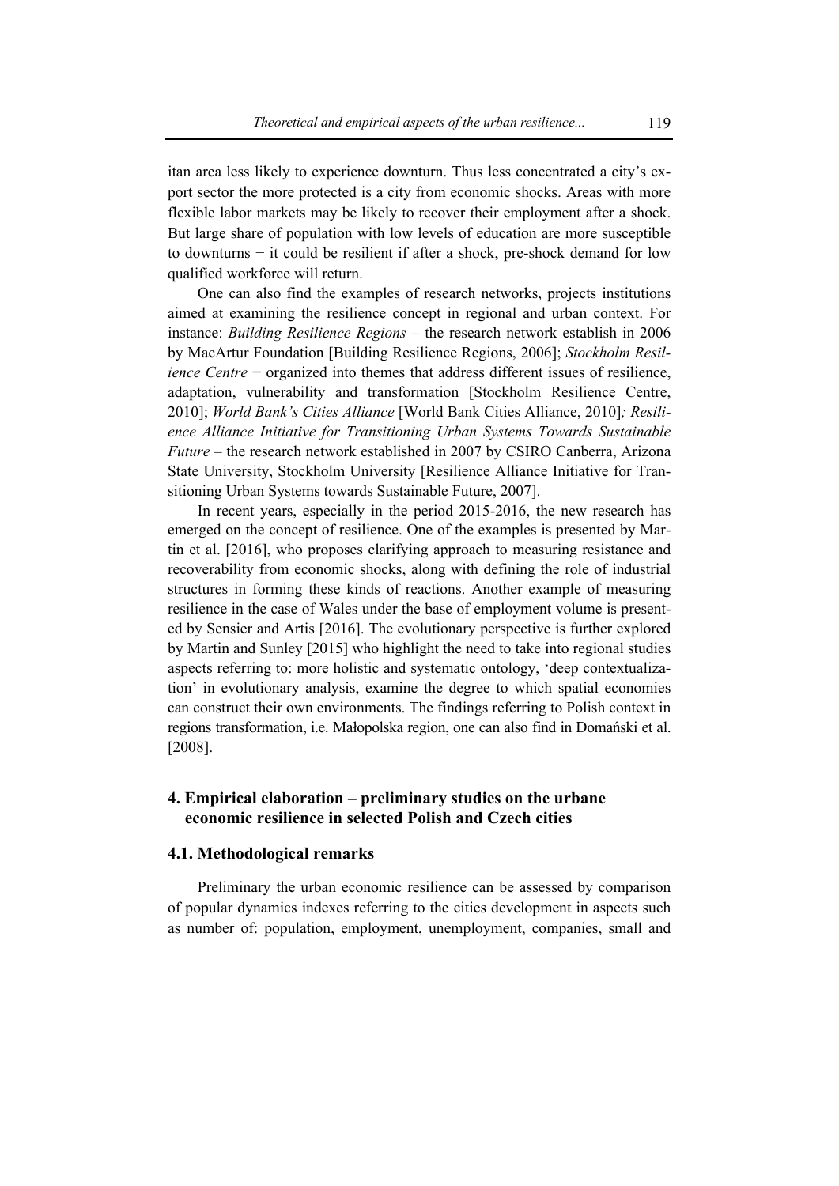itan area less likely to experience downturn. Thus less concentrated a city's export sector the more protected is a city from economic shocks. Areas with more flexible labor markets may be likely to recover their employment after a shock. But large share of population with low levels of education are more susceptible to downturns − it could be resilient if after a shock, pre-shock demand for low qualified workforce will return.

One can also find the examples of research networks, projects institutions aimed at examining the resilience concept in regional and urban context. For instance: *Building Resilience Regions* – the research network establish in 2006 by MacArtur Foundation [Building Resilience Regions, 2006]; *Stockholm Resilience Centre* − organized into themes that address different issues of resilience, adaptation, vulnerability and transformation [Stockholm Resilience Centre, 2010]; *World Bank's Cities Alliance* [World Bank Cities Alliance, 2010]*; Resilience Alliance Initiative for Transitioning Urban Systems Towards Sustainable Future* – the research network established in 2007 by CSIRO Canberra, Arizona State University, Stockholm University [Resilience Alliance Initiative for Transitioning Urban Systems towards Sustainable Future, 2007].

In recent years, especially in the period 2015-2016, the new research has emerged on the concept of resilience. One of the examples is presented by Martin et al. [2016], who proposes clarifying approach to measuring resistance and recoverability from economic shocks, along with defining the role of industrial structures in forming these kinds of reactions. Another example of measuring resilience in the case of Wales under the base of employment volume is presented by Sensier and Artis [2016]. The evolutionary perspective is further explored by Martin and Sunley [2015] who highlight the need to take into regional studies aspects referring to: more holistic and systematic ontology, 'deep contextualization' in evolutionary analysis, examine the degree to which spatial economies can construct their own environments. The findings referring to Polish context in regions transformation, i.e. Małopolska region, one can also find in Domański et al. [2008].

## 4. Empirical elaboration – preliminary studies on the urbane economic resilience in selected Polish and Czech cities

### 4.1. Methodological remarks

Preliminary the urban economic resilience can be assessed by comparison of popular dynamics indexes referring to the cities development in aspects such as number of: population, employment, unemployment, companies, small and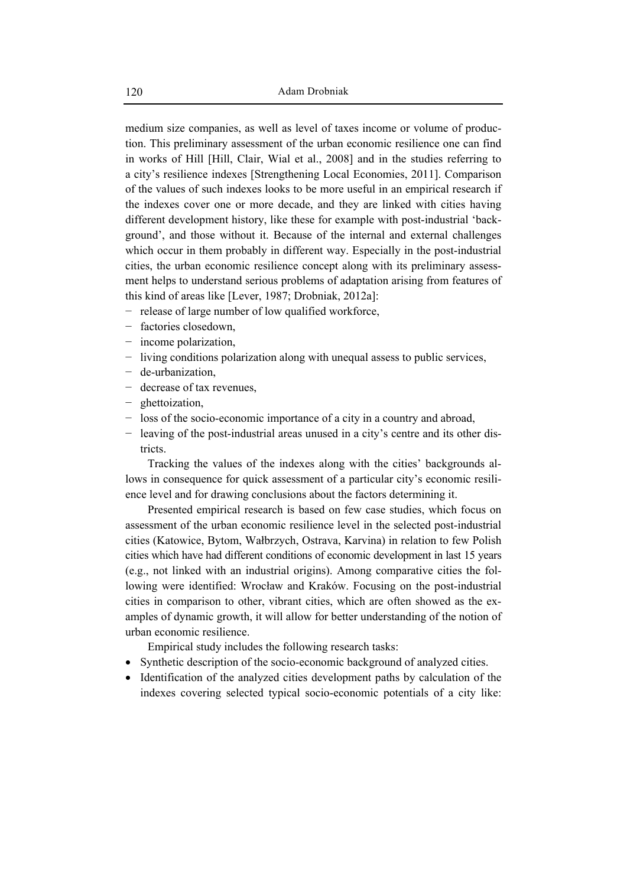medium size companies, as well as level of taxes income or volume of production. This preliminary assessment of the urban economic resilience one can find in works of Hill [Hill, Clair, Wial et al., 2008] and in the studies referring to a city's resilience indexes [Strengthening Local Economies, 2011]. Comparison of the values of such indexes looks to be more useful in an empirical research if the indexes cover one or more decade, and they are linked with cities having different development history, like these for example with post-industrial 'background', and those without it. Because of the internal and external challenges which occur in them probably in different way. Especially in the post-industrial cities, the urban economic resilience concept along with its preliminary assessment helps to understand serious problems of adaptation arising from features of this kind of areas like [Lever, 1987; Drobniak, 2012a]:

- release of large number of low qualified workforce,
- factories closedown,
- income polarization,
- living conditions polarization along with unequal assess to public services,
- de-urbanization,
- decrease of tax revenues,
- ghettoization,
- loss of the socio-economic importance of a city in a country and abroad,
- leaving of the post-industrial areas unused in a city's centre and its other districts.

Tracking the values of the indexes along with the cities' backgrounds allows in consequence for quick assessment of a particular city's economic resilience level and for drawing conclusions about the factors determining it.

Presented empirical research is based on few case studies, which focus on assessment of the urban economic resilience level in the selected post-industrial cities (Katowice, Bytom, Wałbrzych, Ostrava, Karvina) in relation to few Polish cities which have had different conditions of economic development in last 15 years (e.g., not linked with an industrial origins). Among comparative cities the following were identified: Wrocław and Kraków. Focusing on the post-industrial cities in comparison to other, vibrant cities, which are often showed as the examples of dynamic growth, it will allow for better understanding of the notion of urban economic resilience.

Empirical study includes the following research tasks:

- Synthetic description of the socio-economic background of analyzed cities.
- Identification of the analyzed cities development paths by calculation of the indexes covering selected typical socio-economic potentials of a city like: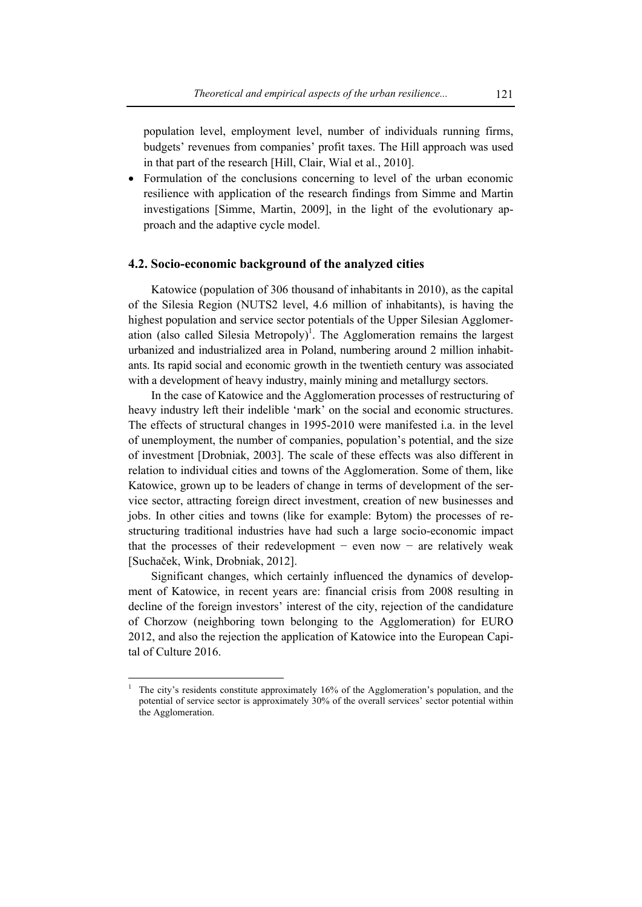population level, employment level, number of individuals running firms, budgets' revenues from companies' profit taxes. The Hill approach was used in that part of the research [Hill, Clair, Wial et al., 2010].

- Formulation of the conclusions concerning to level of the urban economic resilience with application of the research findings from Simme and Martin investigations [Simme, Martin, 2009], in the light of the evolutionary approach and the adaptive cycle model.

### 4.2. Socio-economic background of the analyzed cities

Katowice (population of 306 thousand of inhabitants in 2010), as the capital of the Silesia Region (NUTS2 level, 4.6 million of inhabitants), is having the highest population and service sector potentials of the Upper Silesian Agglomeration (also called Silesia Metropoly)[1]. The Agglomeration remains the largest urbanized and industrialized area in Poland, numbering around 2 million inhabitants. Its rapid social and economic growth in the twentieth century was associated with a development of heavy industry, mainly mining and metallurgy sectors.

In the case of Katowice and the Agglomeration processes of restructuring of heavy industry left their indelible 'mark' on the social and economic structures. The effects of structural changes in 1995-2010 were manifested i.a. in the level of unemployment, the number of companies, population's potential, and the size of investment [Drobniak, 2003]. The scale of these effects was also different in relation to individual cities and towns of the Agglomeration. Some of them, like Katowice, grown up to be leaders of change in terms of development of the service sector, attracting foreign direct investment, creation of new businesses and jobs. In other cities and towns (like for example: Bytom) the processes of restructuring traditional industries have had such a large socio-economic impact that the processes of their redevelopment − even now − are relatively weak [Suchaček, Wink, Drobniak, 2012].

Significant changes, which certainly influenced the dynamics of development of Katowice, in recent years are: financial crisis from 2008 resulting in decline of the foreign investors' interest of the city, rejection of the candidature of Chorzow (neighboring town belonging to the Agglomeration) for EURO 2012, and also the rejection the application of Katowice into the European Capital of Culture 2016.

---

[1] The city's residents constitute approximately 16% of the Agglomeration's population, and the potential of service sector is approximately 30% of the overall services' sector potential within the Agglomeration.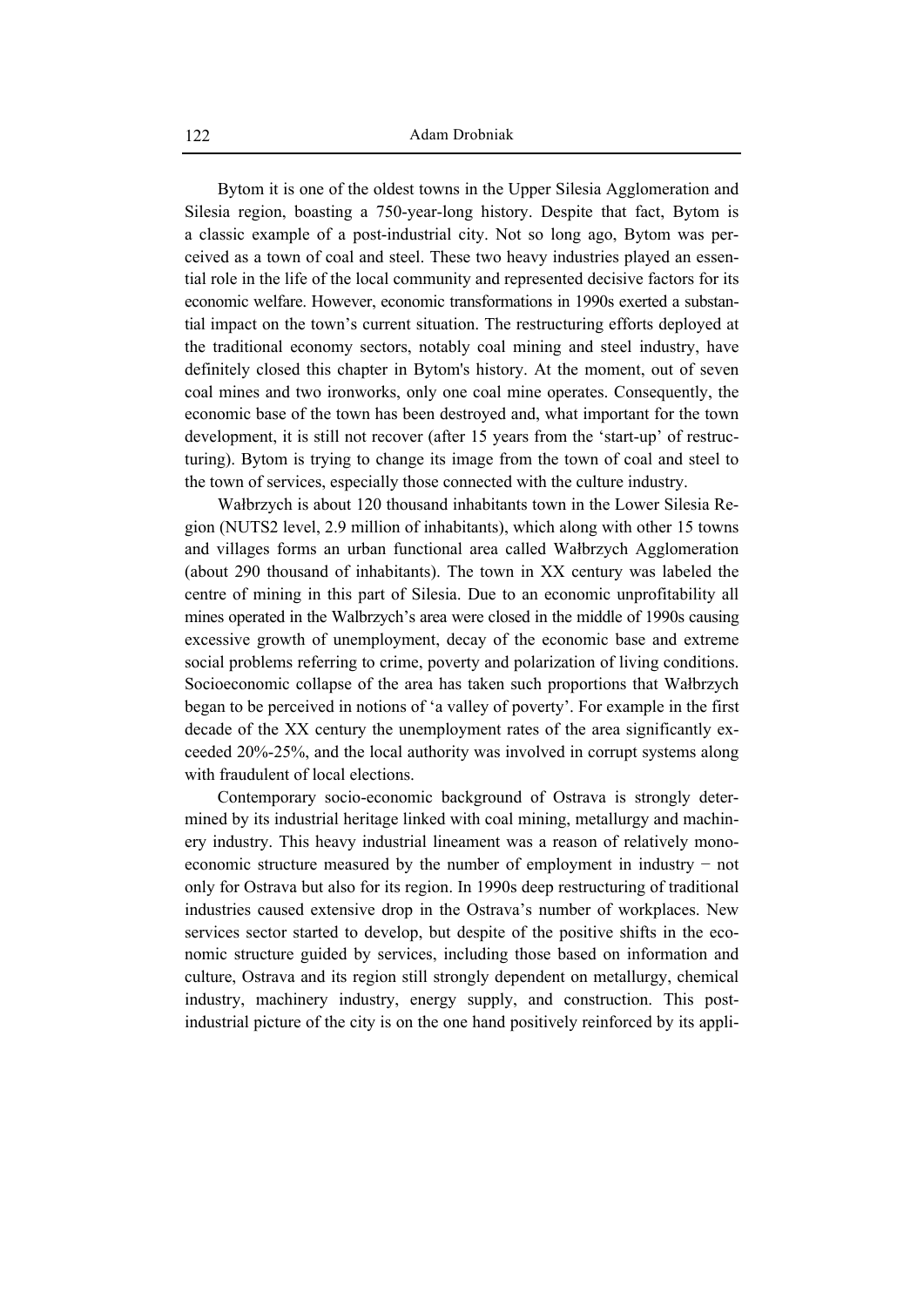Bytom it is one of the oldest towns in the Upper Silesia Agglomeration and Silesia region, boasting a 750-year-long history. Despite that fact, Bytom is a classic example of a post-industrial city. Not so long ago, Bytom was perceived as a town of coal and steel. These two heavy industries played an essential role in the life of the local community and represented decisive factors for its economic welfare. However, economic transformations in 1990s exerted a substantial impact on the town's current situation. The restructuring efforts deployed at the traditional economy sectors, notably coal mining and steel industry, have definitely closed this chapter in Bytom's history. At the moment, out of seven coal mines and two ironworks, only one coal mine operates. Consequently, the economic base of the town has been destroyed and, what important for the town development, it is still not recover (after 15 years from the 'start-up' of restructuring). Bytom is trying to change its image from the town of coal and steel to the town of services, especially those connected with the culture industry.

Wałbrzych is about 120 thousand inhabitants town in the Lower Silesia Region (NUTS2 level, 2.9 million of inhabitants), which along with other 15 towns and villages forms an urban functional area called Wałbrzych Agglomeration (about 290 thousand of inhabitants). The town in XX century was labeled the centre of mining in this part of Silesia. Due to an economic unprofitability all mines operated in the Walbrzych's area were closed in the middle of 1990s causing excessive growth of unemployment, decay of the economic base and extreme social problems referring to crime, poverty and polarization of living conditions. Socioeconomic collapse of the area has taken such proportions that Wałbrzych began to be perceived in notions of 'a valley of poverty'. For example in the first decade of the XX century the unemployment rates of the area significantly exceeded 20%-25%, and the local authority was involved in corrupt systems along with fraudulent of local elections.

Contemporary socio-economic background of Ostrava is strongly determined by its industrial heritage linked with coal mining, metallurgy and machinery industry. This heavy industrial lineament was a reason of relatively mono-economic structure measured by the number of employment in industry − not only for Ostrava but also for its region. In 1990s deep restructuring of traditional industries caused extensive drop in the Ostrava's number of workplaces. New services sector started to develop, but despite of the positive shifts in the economic structure guided by services, including those based on information and culture, Ostrava and its region still strongly dependent on metallurgy, chemical industry, machinery industry, energy supply, and construction. This post-industrial picture of the city is on the one hand positively reinforced by its appli-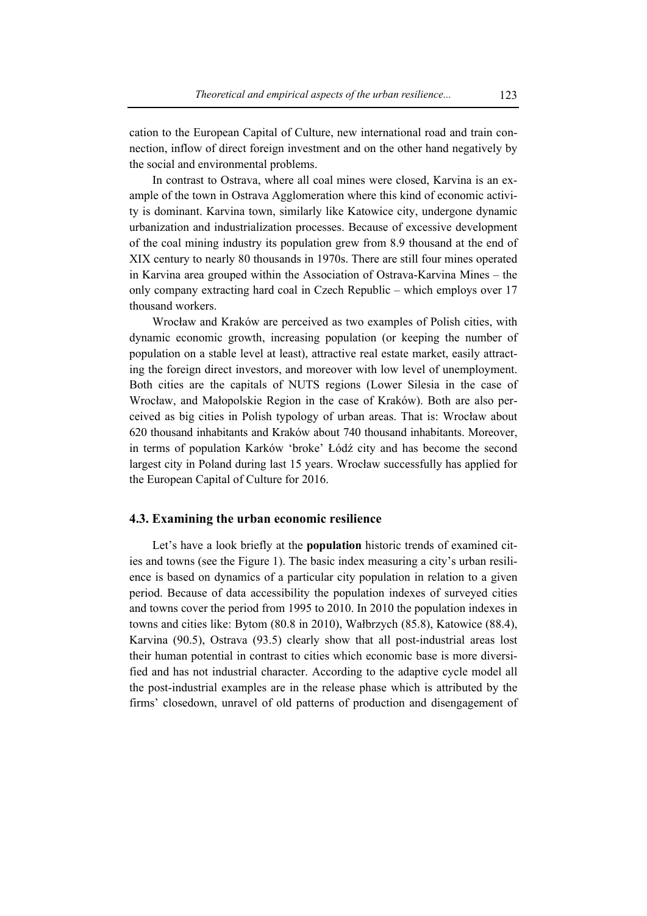cation to the European Capital of Culture, new international road and train connection, inflow of direct foreign investment and on the other hand negatively by the social and environmental problems.

In contrast to Ostrava, where all coal mines were closed, Karvina is an example of the town in Ostrava Agglomeration where this kind of economic activity is dominant. Karvina town, similarly like Katowice city, undergone dynamic urbanization and industrialization processes. Because of excessive development of the coal mining industry its population grew from 8.9 thousand at the end of XIX century to nearly 80 thousands in 1970s. There are still four mines operated in Karvina area grouped within the Association of Ostrava-Karvina Mines – the only company extracting hard coal in Czech Republic – which employs over 17 thousand workers.

Wrocław and Kraków are perceived as two examples of Polish cities, with dynamic economic growth, increasing population (or keeping the number of population on a stable level at least), attractive real estate market, easily attracting the foreign direct investors, and moreover with low level of unemployment. Both cities are the capitals of NUTS regions (Lower Silesia in the case of Wrocław, and Małopolskie Region in the case of Kraków). Both are also perceived as big cities in Polish typology of urban areas. That is: Wrocław about 620 thousand inhabitants and Kraków about 740 thousand inhabitants. Moreover, in terms of population Karków 'broke' Łódź city and has become the second largest city in Poland during last 15 years. Wrocław successfully has applied for the European Capital of Culture for 2016.

### 4.3. Examining the urban economic resilience

Let's have a look briefly at the **population** historic trends of examined cities and towns (see the Figure 1). The basic index measuring a city's urban resilience is based on dynamics of a particular city population in relation to a given period. Because of data accessibility the population indexes of surveyed cities and towns cover the period from 1995 to 2010. In 2010 the population indexes in towns and cities like: Bytom (80.8 in 2010), Wałbrzych (85.8), Katowice (88.4), Karvina (90.5), Ostrava (93.5) clearly show that all post-industrial areas lost their human potential in contrast to cities which economic base is more diversified and has not industrial character. According to the adaptive cycle model all the post-industrial examples are in the release phase which is attributed by the firms' closedown, unravel of old patterns of production and disengagement of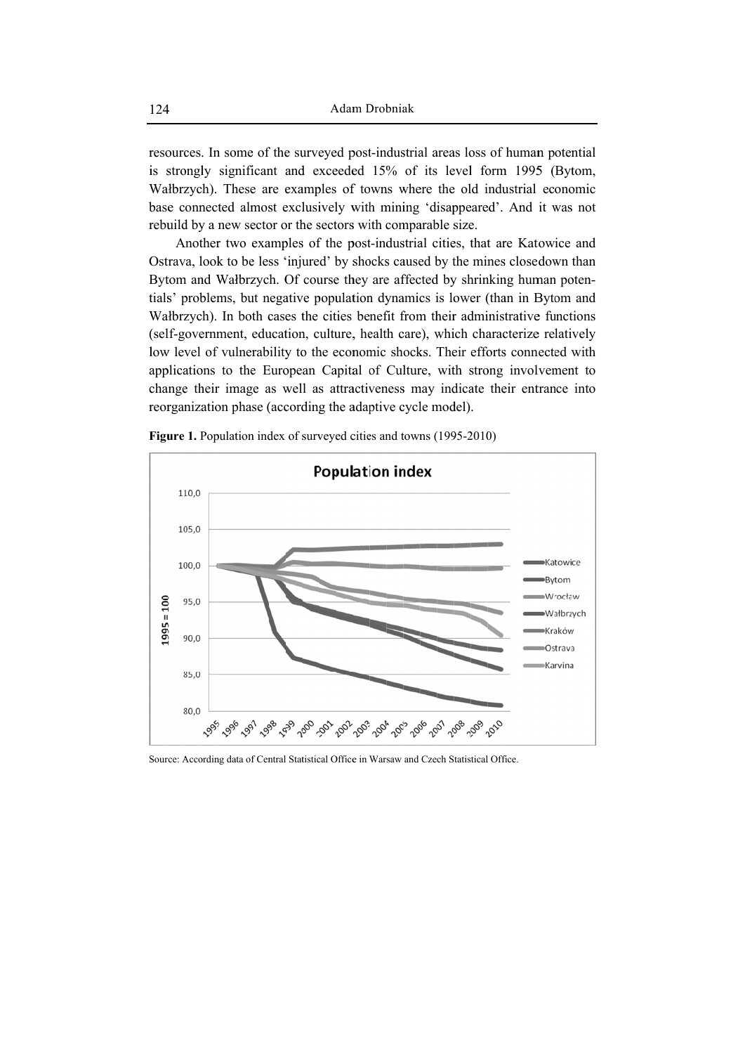resources. In some of the surveyed post-industrial areas loss of human potential is strongly significant and exceeded 15% of its level form 1995 (Bytom, Wałbrzych). These are examples of towns where the old industrial economic base connected almost exclusively with mining 'disappeared'. And it was not rebuild by a new sector or the sectors with comparable size.

Another two examples of the post-industrial cities, that are Katowice and Ostrava, look to be less 'injured' by shocks caused by the mines closedown than Bytom and Wałbrzych. Of course they are affected by shrinking human potentials' problems, but negative population dynamics is lower (than in Bytom and Wałbrzych). In both cases the cities benefit from their administrative functions (self-government, education, culture, health care), which characterize relatively low level of vulnerability to the economic shocks. Their efforts connected with applications to the European Capital of Culture, with strong involvement to change their image as well as attractiveness may indicate their entrance into reorganization phase (according the adaptive cycle model).

**Figure 1.** Population index of surveyed cities and towns (1995-2010)

Source: According data of Central Statistical Office in Warsaw and Czech Statistical Office.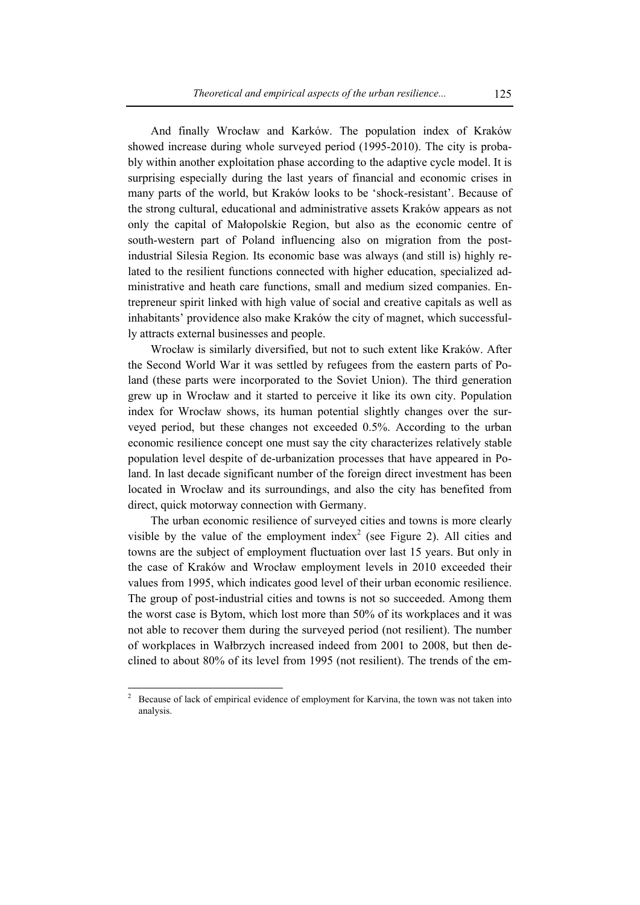And finally Wrocław and Karków. The population index of Kraków showed increase during whole surveyed period (1995-2010). The city is probably within another exploitation phase according to the adaptive cycle model. It is surprising especially during the last years of financial and economic crises in many parts of the world, but Kraków looks to be 'shock-resistant'. Because of the strong cultural, educational and administrative assets Kraków appears as not only the capital of Małopolskie Region, but also as the economic centre of south-western part of Poland influencing also on migration from the post-industrial Silesia Region. Its economic base was always (and still is) highly related to the resilient functions connected with higher education, specialized administrative and heath care functions, small and medium sized companies. Entrepreneur spirit linked with high value of social and creative capitals as well as inhabitants' providence also make Kraków the city of magnet, which successfully attracts external businesses and people.

Wrocław is similarly diversified, but not to such extent like Kraków. After the Second World War it was settled by refugees from the eastern parts of Poland (these parts were incorporated to the Soviet Union). The third generation grew up in Wrocław and it started to perceive it like its own city. Population index for Wrocław shows, its human potential slightly changes over the surveyed period, but these changes not exceeded 0.5%. According to the urban economic resilience concept one must say the city characterizes relatively stable population level despite of de-urbanization processes that have appeared in Poland. In last decade significant number of the foreign direct investment has been located in Wrocław and its surroundings, and also the city has benefited from direct, quick motorway connection with Germany.

The urban economic resilience of surveyed cities and towns is more clearly visible by the value of the employment index[2] (see Figure 2). All cities and towns are the subject of employment fluctuation over last 15 years. But only in the case of Kraków and Wrocław employment levels in 2010 exceeded their values from 1995, which indicates good level of their urban economic resilience. The group of post-industrial cities and towns is not so succeeded. Among them the worst case is Bytom, which lost more than 50% of its workplaces and it was not able to recover them during the surveyed period (not resilient). The number of workplaces in Wałbrzych increased indeed from 2001 to 2008, but then declined to about 80% of its level from 1995 (not resilient). The trends of the em-

[2] Because of lack of empirical evidence of employment for Karvina, the town was not taken into analysis.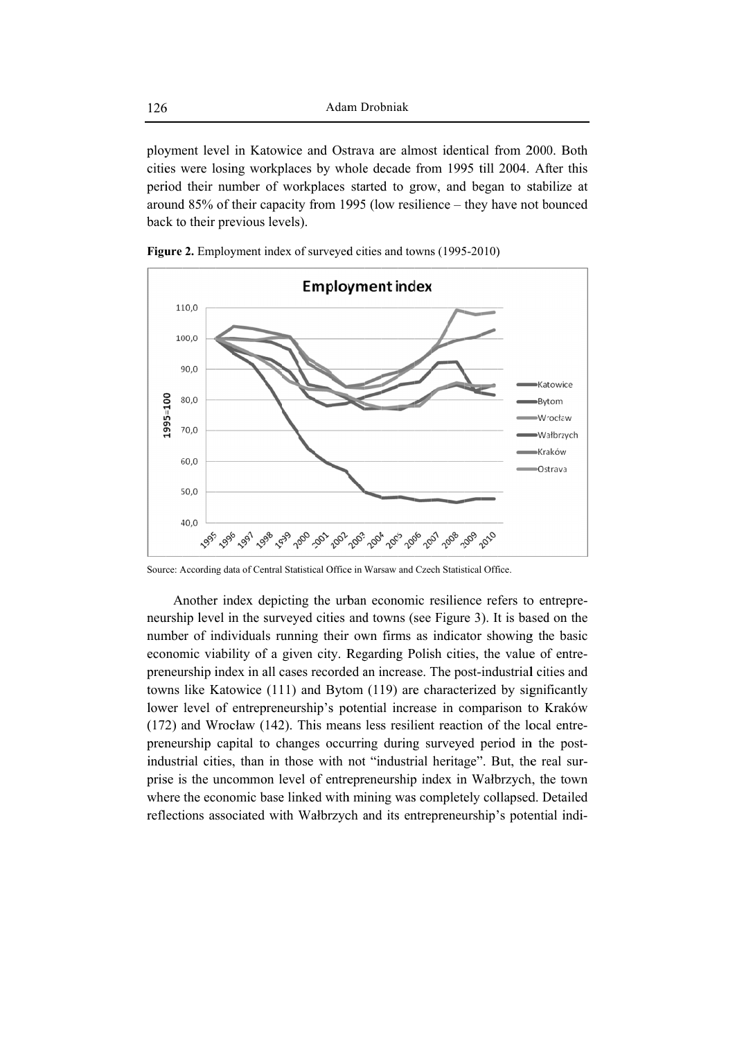ployment level in Katowice and Ostrava are almost identical from 2000. Both cities were losing workplaces by whole decade from 1995 till 2004. After this period their number of workplaces started to grow, and began to stabilize at around 85% of their capacity from 1995 (low resilience – they have not bounced back to their previous levels).

**Figure 2.** Employment index of surveyed cities and towns (1995-2010)

Source: According data of Central Statistical Office in Warsaw and Czech Statistical Office.

Another index depicting the urban economic resilience refers to entrepreneurship level in the surveyed cities and towns (see Figure 3). It is based on the number of individuals running their own firms as indicator showing the basic economic viability of a given city. Regarding Polish cities, the value of entrepreneurship index in all cases recorded an increase. The post-industrial cities and towns like Katowice (111) and Bytom (119) are characterized by significantly lower level of entrepreneurship's potential increase in comparison to Kraków (172) and Wrocław (142). This means less resilient reaction of the local entrepreneurship capital to changes occurring during surveyed period in the post-industrial cities, than in those with not "industrial heritage". But, the real surprise is the uncommon level of entrepreneurship index in Wałbrzych, the town where the economic base linked with mining was completely collapsed. Detailed reflections associated with Wałbrzych and its entrepreneurship's potential indi-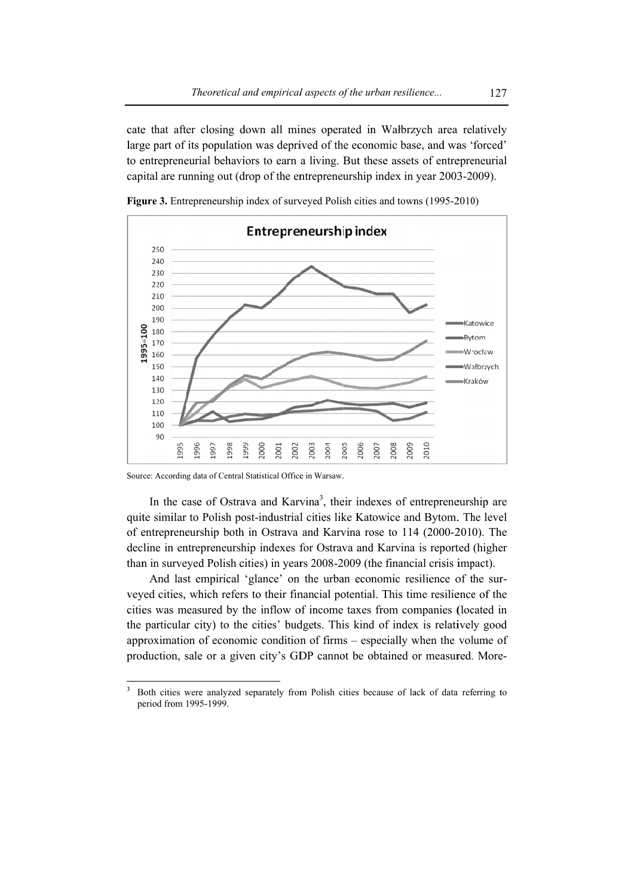cate that after closing down all mines operated in Wałbrzych area relatively large part of its population was deprived of the economic base, and was 'forced' to entrepreneurial behaviors to earn a living. But these assets of entrepreneurial capital are running out (drop of the entrepreneurship index in year 2003-2009).

**Figure 3.** Entrepreneurship index of surveyed Polish cities and towns (1995-2010)

Source: According data of Central Statistical Office in Warsaw.

In the case of Ostrava and Karvina[3], their indexes of entrepreneurship are quite similar to Polish post-industrial cities like Katowice and Bytom. The level of entrepreneurship both in Ostrava and Karvina rose to 114 (2000-2010). The decline in entrepreneurship indexes for Ostrava and Karvina is reported (higher than in surveyed Polish cities) in years 2008-2009 (the financial crisis impact).

And last empirical 'glance' on the urban economic resilience of the surveyed cities, which refers to their financial potential. This time resilience of the cities was measured by the inflow of income taxes from companies (located in the particular city) to the cities' budgets. This kind of index is relatively good approximation of economic condition of firms – especially when the volume of production, sale or a given city's GDP cannot be obtained or measured. More-

[3] Both cities were analyzed separately from Polish cities because of lack of data referring to period from 1995-1999.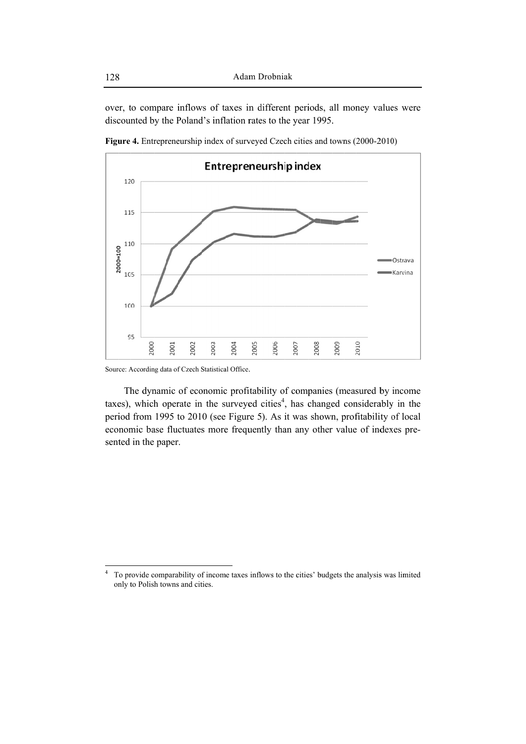over, to compare inflows of taxes in different periods, all money values were discounted by the Poland's inflation rates to the year 1995.

**Figure 4.** Entrepreneurship index of surveyed Czech cities and towns (2000-2010)

Source: According data of Czech Statistical Office.

The dynamic of economic profitability of companies (measured by income taxes), which operate in the surveyed cities[4], has changed considerably in the period from 1995 to 2010 (see Figure 5). As it was shown, profitability of local economic base fluctuates more frequently than any other value of indexes presented in the paper.

[4] To provide comparability of income taxes inflows to the cities' budgets the analysis was limited only to Polish towns and cities.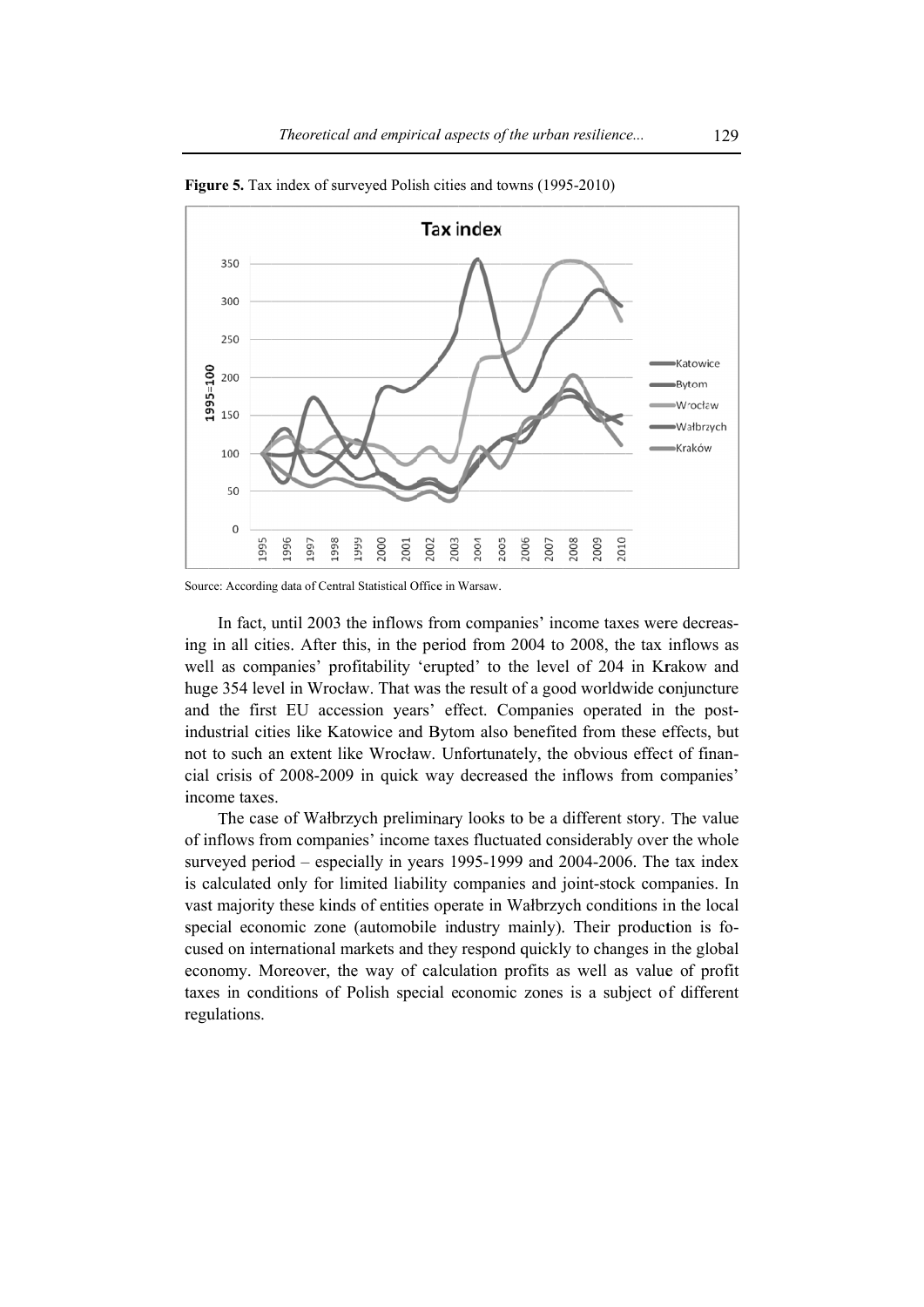**Figure 5.** Tax index of surveyed Polish cities and towns (1995-2010)

Source: According data of Central Statistical Office in Warsaw.

In fact, until 2003 the inflows from companies' income taxes were decreasing in all cities. After this, in the period from 2004 to 2008, the tax inflows as well as companies' profitability 'erupted' to the level of 204 in Krakow and huge 354 level in Wrocław. That was the result of a good worldwide conjuncture and the first EU accession years' effect. Companies operated in the post-industrial cities like Katowice and Bytom also benefited from these effects, but not to such an extent like Wrocław. Unfortunately, the obvious effect of financial crisis of 2008-2009 in quick way decreased the inflows from companies' income taxes.

The case of Wałbrzych preliminary looks to be a different story. The value of inflows from companies' income taxes fluctuated considerably over the whole surveyed period – especially in years 1995-1999 and 2004-2006. The tax index is calculated only for limited liability companies and joint-stock companies. In vast majority these kinds of entities operate in Wałbrzych conditions in the local special economic zone (automobile industry mainly). Their production is focused on international markets and they respond quickly to changes in the global economy. Moreover, the way of calculation profits as well as value of profit taxes in conditions of Polish special economic zones is a subject of different regulations.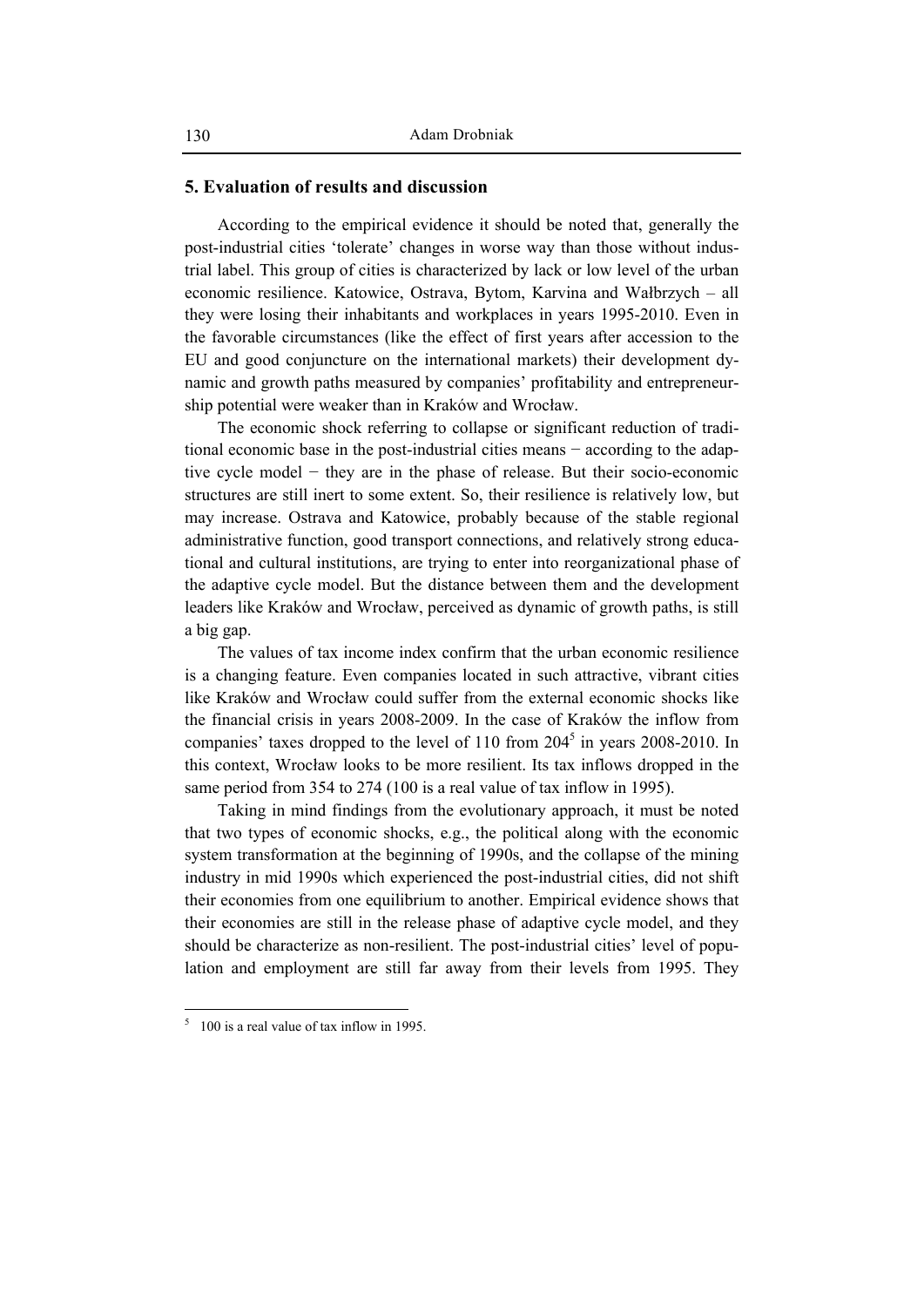## 5. Evaluation of results and discussion

According to the empirical evidence it should be noted that, generally the post-industrial cities 'tolerate' changes in worse way than those without industrial label. This group of cities is characterized by lack or low level of the urban economic resilience. Katowice, Ostrava, Bytom, Karvina and Wałbrzych – all they were losing their inhabitants and workplaces in years 1995-2010. Even in the favorable circumstances (like the effect of first years after accession to the EU and good conjuncture on the international markets) their development dynamic and growth paths measured by companies' profitability and entrepreneurship potential were weaker than in Kraków and Wrocław.

The economic shock referring to collapse or significant reduction of traditional economic base in the post-industrial cities means − according to the adaptive cycle model − they are in the phase of release. But their socio-economic structures are still inert to some extent. So, their resilience is relatively low, but may increase. Ostrava and Katowice, probably because of the stable regional administrative function, good transport connections, and relatively strong educational and cultural institutions, are trying to enter into reorganizational phase of the adaptive cycle model. But the distance between them and the development leaders like Kraków and Wrocław, perceived as dynamic of growth paths, is still a big gap.

The values of tax income index confirm that the urban economic resilience is a changing feature. Even companies located in such attractive, vibrant cities like Kraków and Wrocław could suffer from the external economic shocks like the financial crisis in years 2008-2009. In the case of Kraków the inflow from companies' taxes dropped to the level of 110 from 204[5] in years 2008-2010. In this context, Wrocław looks to be more resilient. Its tax inflows dropped in the same period from 354 to 274 (100 is a real value of tax inflow in 1995).

Taking in mind findings from the evolutionary approach, it must be noted that two types of economic shocks, e.g., the political along with the economic system transformation at the beginning of 1990s, and the collapse of the mining industry in mid 1990s which experienced the post-industrial cities, did not shift their economies from one equilibrium to another. Empirical evidence shows that their economies are still in the release phase of adaptive cycle model, and they should be characterize as non-resilient. The post-industrial cities' level of population and employment are still far away from their levels from 1995. They

---

[5] 100 is a real value of tax inflow in 1995.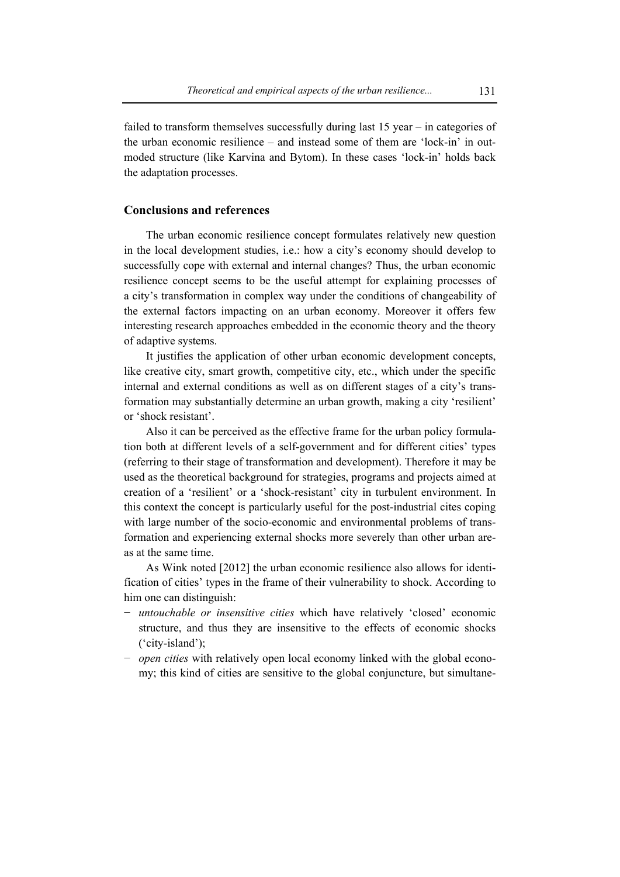failed to transform themselves successfully during last 15 year – in categories of the urban economic resilience – and instead some of them are 'lock-in' in outmoded structure (like Karvina and Bytom). In these cases 'lock-in' holds back the adaptation processes.

## Conclusions and references

The urban economic resilience concept formulates relatively new question in the local development studies, i.e.: how a city's economy should develop to successfully cope with external and internal changes? Thus, the urban economic resilience concept seems to be the useful attempt for explaining processes of a city's transformation in complex way under the conditions of changeability of the external factors impacting on an urban economy. Moreover it offers few interesting research approaches embedded in the economic theory and the theory of adaptive systems.

It justifies the application of other urban economic development concepts, like creative city, smart growth, competitive city, etc., which under the specific internal and external conditions as well as on different stages of a city's transformation may substantially determine an urban growth, making a city 'resilient' or 'shock resistant'.

Also it can be perceived as the effective frame for the urban policy formulation both at different levels of a self-government and for different cities' types (referring to their stage of transformation and development). Therefore it may be used as the theoretical background for strategies, programs and projects aimed at creation of a 'resilient' or a 'shock-resistant' city in turbulent environment. In this context the concept is particularly useful for the post-industrial cites coping with large number of the socio-economic and environmental problems of transformation and experiencing external shocks more severely than other urban areas at the same time.

As Wink noted [2012] the urban economic resilience also allows for identification of cities' types in the frame of their vulnerability to shock. According to him one can distinguish:

- *untouchable or insensitive cities* which have relatively 'closed' economic structure, and thus they are insensitive to the effects of economic shocks ('city-island');
- *open cities* with relatively open local economy linked with the global economy; this kind of cities are sensitive to the global conjuncture, but simultane-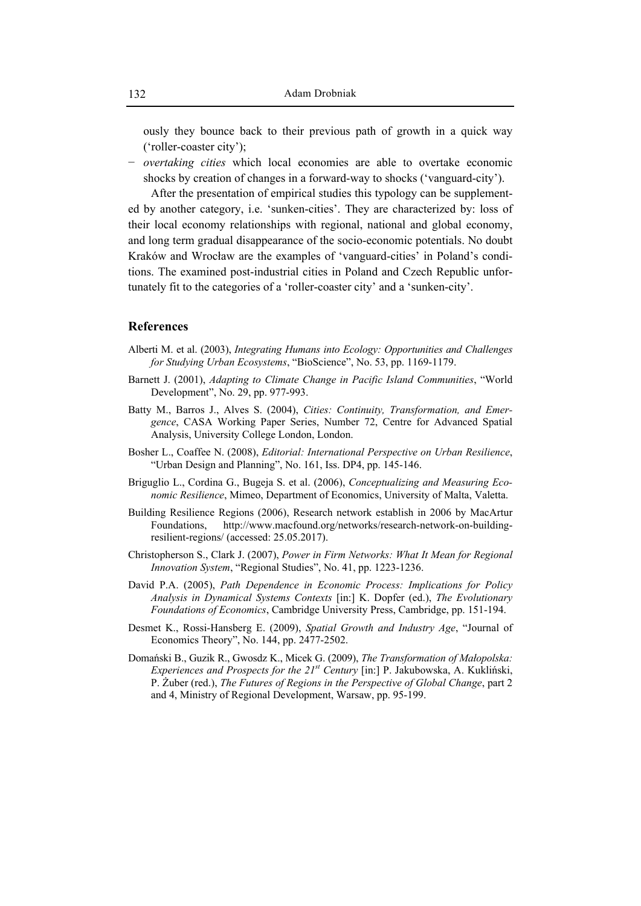ously they bounce back to their previous path of growth in a quick way ('roller-coaster city');

− *overtaking cities* which local economies are able to overtake economic shocks by creation of changes in a forward-way to shocks ('vanguard-city').

After the presentation of empirical studies this typology can be supplemented by another category, i.e. 'sunken-cities'. They are characterized by: loss of their local economy relationships with regional, national and global economy, and long term gradual disappearance of the socio-economic potentials. No doubt Kraków and Wrocław are the examples of 'vanguard-cities' in Poland's conditions. The examined post-industrial cities in Poland and Czech Republic unfortunately fit to the categories of a 'roller-coaster city' and a 'sunken-city'.

## References

Alberti M. et al. (2003), *Integrating Humans into Ecology: Opportunities and Challenges for Studying Urban Ecosystems*, "BioScience", No. 53, pp. 1169-1179.

Barnett J. (2001), *Adapting to Climate Change in Pacific Island Communities*, "World Development", No. 29, pp. 977-993.

Batty M., Barros J., Alves S. (2004), *Cities: Continuity, Transformation, and Emergence*, CASA Working Paper Series, Number 72, Centre for Advanced Spatial Analysis, University College London, London.

Bosher L., Coaffee N. (2008), *Editorial: International Perspective on Urban Resilience*, "Urban Design and Planning", No. 161, Iss. DP4, pp. 145-146.

Briguglio L., Cordina G., Bugeja S. et al. (2006), *Conceptualizing and Measuring Economic Resilience*, Mimeo, Department of Economics, University of Malta, Valetta.

Building Resilience Regions (2006), Research network establish in 2006 by MacArtur Foundations, http://www.macfound.org/networks/research-network-on-building-resilient-regions/ (accessed: 25.05.2017).

Christopherson S., Clark J. (2007), *Power in Firm Networks: What It Mean for Regional Innovation System*, "Regional Studies", No. 41, pp. 1223-1236.

David P.A. (2005), *Path Dependence in Economic Process: Implications for Policy Analysis in Dynamical Systems Contexts* [in:] K. Dopfer (ed.), *The Evolutionary Foundations of Economics*, Cambridge University Press, Cambridge, pp. 151-194.

Desmet K., Rossi-Hansberg E. (2009), *Spatial Growth and Industry Age*, "Journal of Economics Theory", No. 144, pp. 2477-2502.

Domański B., Guzik R., Gwosdz K., Micek G. (2009), *The Transformation of Małopolska: Experiences and Prospects for the 21st Century* [in:] P. Jakubowska, A. Kukliński, P. Żuber (red.), *The Futures of Regions in the Perspective of Global Change*, part 2 and 4, Ministry of Regional Development, Warsaw, pp. 95-199.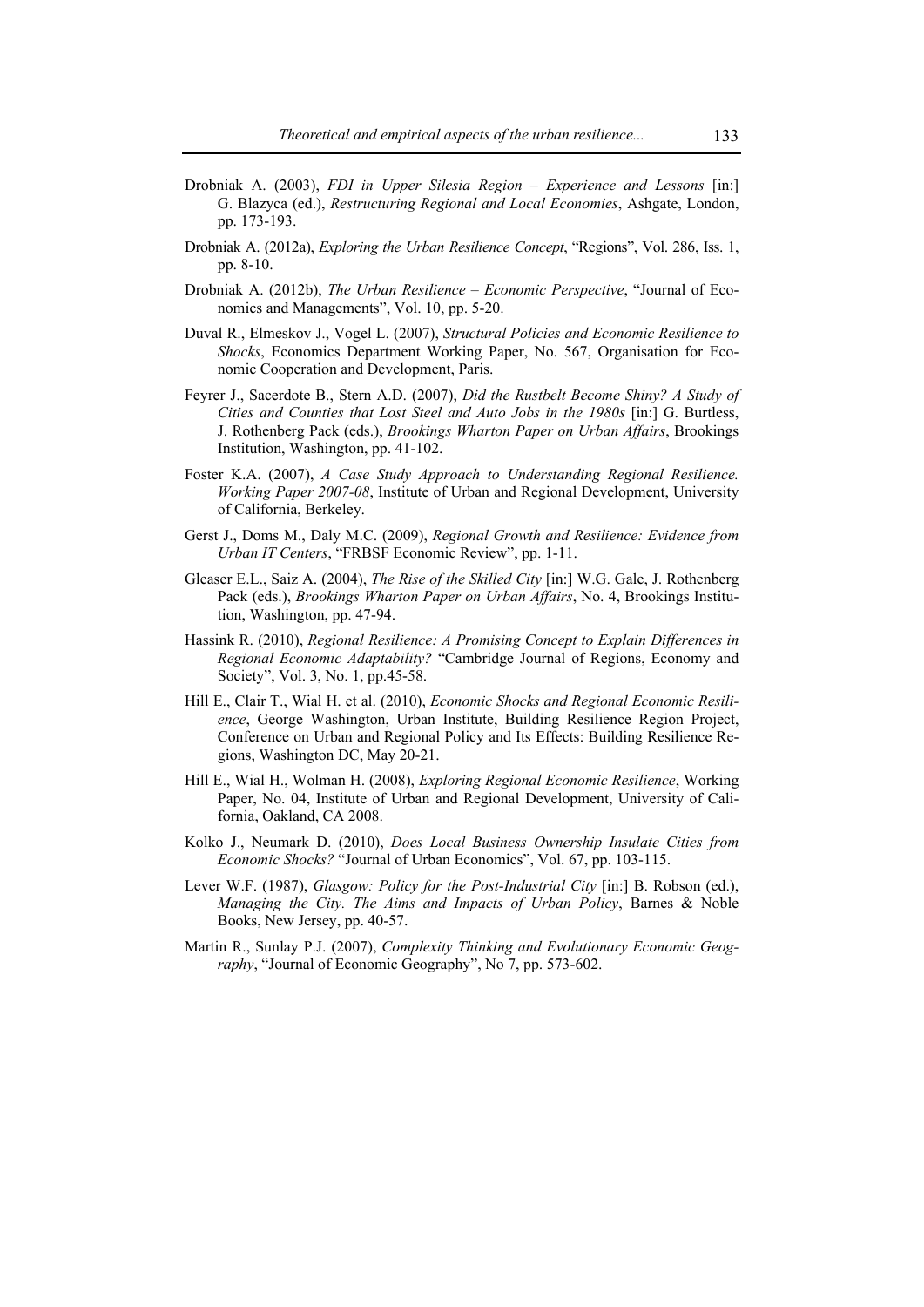Drobniak A. (2003), *FDI in Upper Silesia Region – Experience and Lessons* [in:] G. Blazyca (ed.), *Restructuring Regional and Local Economies*, Ashgate, London, pp. 173-193.

Drobniak A. (2012a), *Exploring the Urban Resilience Concept*, "Regions", Vol. 286, Iss. 1, pp. 8-10.

Drobniak A. (2012b), *The Urban Resilience – Economic Perspective*, "Journal of Economics and Managements", Vol. 10, pp. 5-20.

Duval R., Elmeskov J., Vogel L. (2007), *Structural Policies and Economic Resilience to Shocks*, Economics Department Working Paper, No. 567, Organisation for Economic Cooperation and Development, Paris.

Feyrer J., Sacerdote B., Stern A.D. (2007), *Did the Rustbelt Become Shiny? A Study of Cities and Counties that Lost Steel and Auto Jobs in the 1980s* [in:] G. Burtless, J. Rothenberg Pack (eds.), *Brookings Wharton Paper on Urban Affairs*, Brookings Institution, Washington, pp. 41-102.

Foster K.A. (2007), *A Case Study Approach to Understanding Regional Resilience. Working Paper 2007-08*, Institute of Urban and Regional Development, University of California, Berkeley.

Gerst J., Doms M., Daly M.C. (2009), *Regional Growth and Resilience: Evidence from Urban IT Centers*, "FRBSF Economic Review", pp. 1-11.

Gleaser E.L., Saiz A. (2004), *The Rise of the Skilled City* [in:] W.G. Gale, J. Rothenberg Pack (eds.), *Brookings Wharton Paper on Urban Affairs*, No. 4, Brookings Institution, Washington, pp. 47-94.

Hassink R. (2010), *Regional Resilience: A Promising Concept to Explain Differences in Regional Economic Adaptability?* "Cambridge Journal of Regions, Economy and Society", Vol. 3, No. 1, pp.45-58.

Hill E., Clair T., Wial H. et al. (2010), *Economic Shocks and Regional Economic Resilience*, George Washington, Urban Institute, Building Resilience Region Project, Conference on Urban and Regional Policy and Its Effects: Building Resilience Regions, Washington DC, May 20-21.

Hill E., Wial H., Wolman H. (2008), *Exploring Regional Economic Resilience*, Working Paper, No. 04, Institute of Urban and Regional Development, University of California, Oakland, CA 2008.

Kolko J., Neumark D. (2010), *Does Local Business Ownership Insulate Cities from Economic Shocks?* "Journal of Urban Economics", Vol. 67, pp. 103-115.

Lever W.F. (1987), *Glasgow: Policy for the Post-Industrial City* [in:] B. Robson (ed.), *Managing the City. The Aims and Impacts of Urban Policy*, Barnes & Noble Books, New Jersey, pp. 40-57.

Martin R., Sunlay P.J. (2007), *Complexity Thinking and Evolutionary Economic Geography*, "Journal of Economic Geography", No 7, pp. 573-602.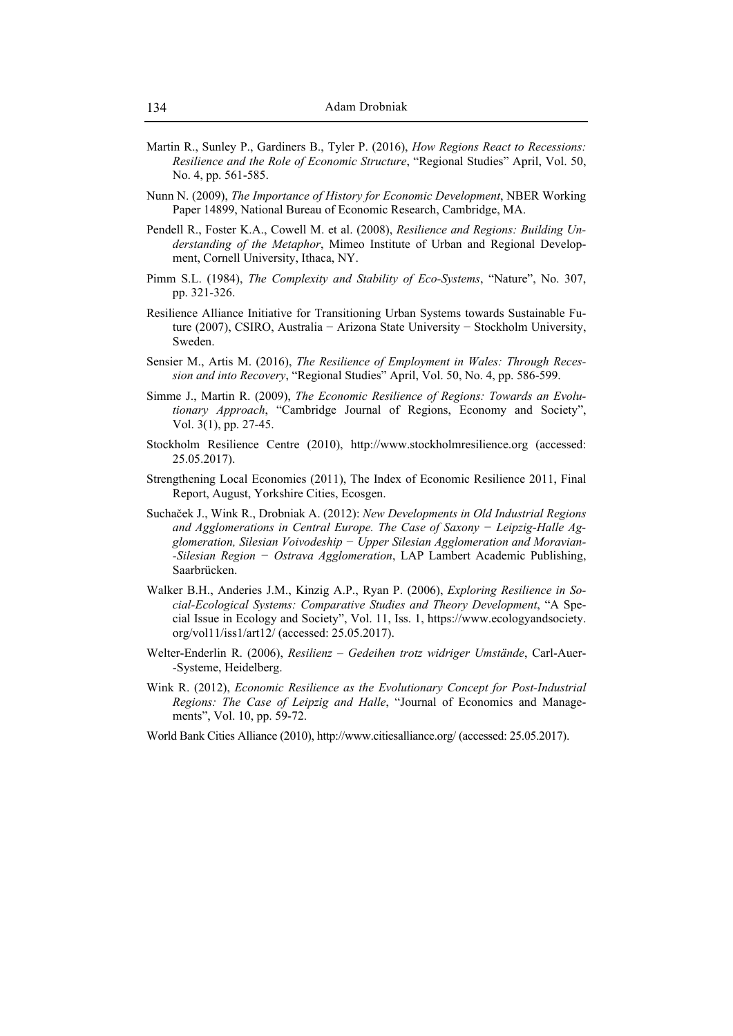Martin R., Sunley P., Gardiners B., Tyler P. (2016), *How Regions React to Recessions: Resilience and the Role of Economic Structure*, "Regional Studies" April, Vol. 50, No. 4, pp. 561-585.

Nunn N. (2009), *The Importance of History for Economic Development*, NBER Working Paper 14899, National Bureau of Economic Research, Cambridge, MA.

Pendell R., Foster K.A., Cowell M. et al. (2008), *Resilience and Regions: Building Understanding of the Metaphor*, Mimeo Institute of Urban and Regional Development, Cornell University, Ithaca, NY.

Pimm S.L. (1984), *The Complexity and Stability of Eco-Systems*, "Nature", No. 307, pp. 321-326.

Resilience Alliance Initiative for Transitioning Urban Systems towards Sustainable Future (2007), CSIRO, Australia − Arizona State University − Stockholm University, Sweden.

Sensier M., Artis M. (2016), *The Resilience of Employment in Wales: Through Recession and into Recovery*, "Regional Studies" April, Vol. 50, No. 4, pp. 586-599.

Simme J., Martin R. (2009), *The Economic Resilience of Regions: Towards an Evolutionary Approach*, "Cambridge Journal of Regions, Economy and Society", Vol. 3(1), pp. 27-45.

Stockholm Resilience Centre (2010), http://www.stockholmresilience.org (accessed: 25.05.2017).

Strengthening Local Economies (2011), The Index of Economic Resilience 2011, Final Report, August, Yorkshire Cities, Ecosgen.

Suchaček J., Wink R., Drobniak A. (2012): *New Developments in Old Industrial Regions and Agglomerations in Central Europe. The Case of Saxony − Leipzig-Halle Agglomeration, Silesian Voivodeship − Upper Silesian Agglomeration and Moravian-Silesian Region − Ostrava Agglomeration*, LAP Lambert Academic Publishing, Saarbrücken.

Walker B.H., Anderies J.M., Kinzig A.P., Ryan P. (2006), *Exploring Resilience in Social-Ecological Systems: Comparative Studies and Theory Development*, "A Special Issue in Ecology and Society", Vol. 11, Iss. 1, https://www.ecologyandsociety.org/vol11/iss1/art12/ (accessed: 25.05.2017).

Welter-Enderlin R. (2006), *Resilienz – Gedeihen trotz widriger Umstände*, Carl-Auer-Systeme, Heidelberg.

Wink R. (2012), *Economic Resilience as the Evolutionary Concept for Post-Industrial Regions: The Case of Leipzig and Halle*, "Journal of Economics and Managements", Vol. 10, pp. 59-72.

World Bank Cities Alliance (2010), http://www.citiesalliance.org/ (accessed: 25.05.2017).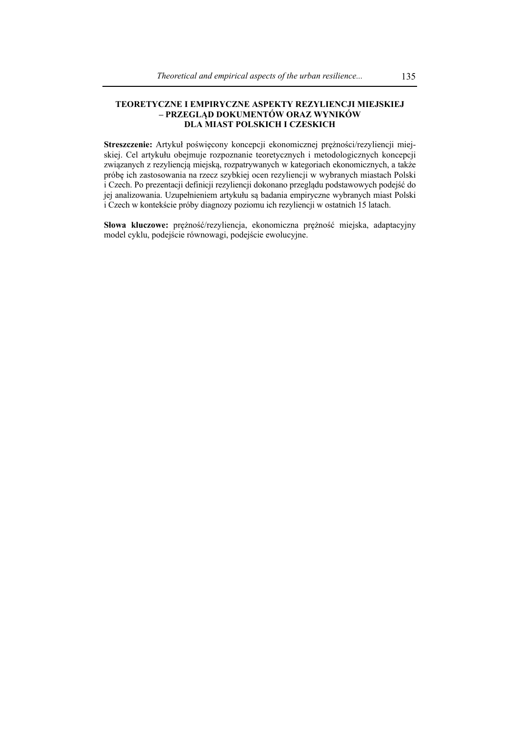**TEORETYCZNE I EMPIRYCZNE ASPEKTY REZYLIENCJI MIEJSKIEJ – PRZEGLĄD DOKUMENTÓW ORAZ WYNIKÓW DLA MIAST POLSKICH I CZESKICH**

**Streszczenie:** Artykuł poświęcony koncepcji ekonomicznej prężności/rezyliencji miejskiej. Cel artykułu obejmuje rozpoznanie teoretycznych i metodologicznych koncepcji związanych z rezyliencją miejską, rozpatrywanych w kategoriach ekonomicznych, a także próbę ich zastosowania na rzecz szybkiej ocen rezyliencji w wybranych miastach Polski i Czech. Po prezentacji definicji rezyliencji dokonano przeglądu podstawowych podejść do jej analizowania. Uzupełnieniem artykułu są badania empiryczne wybranych miast Polski i Czech w kontekście próby diagnozy poziomu ich rezyliencji w ostatnich 15 latach.

**Słowa kluczowe:** prężność/rezyliencja, ekonomiczna prężność miejska, adaptacyjny model cyklu, podejście równowagi, podejście ewolucyjne.